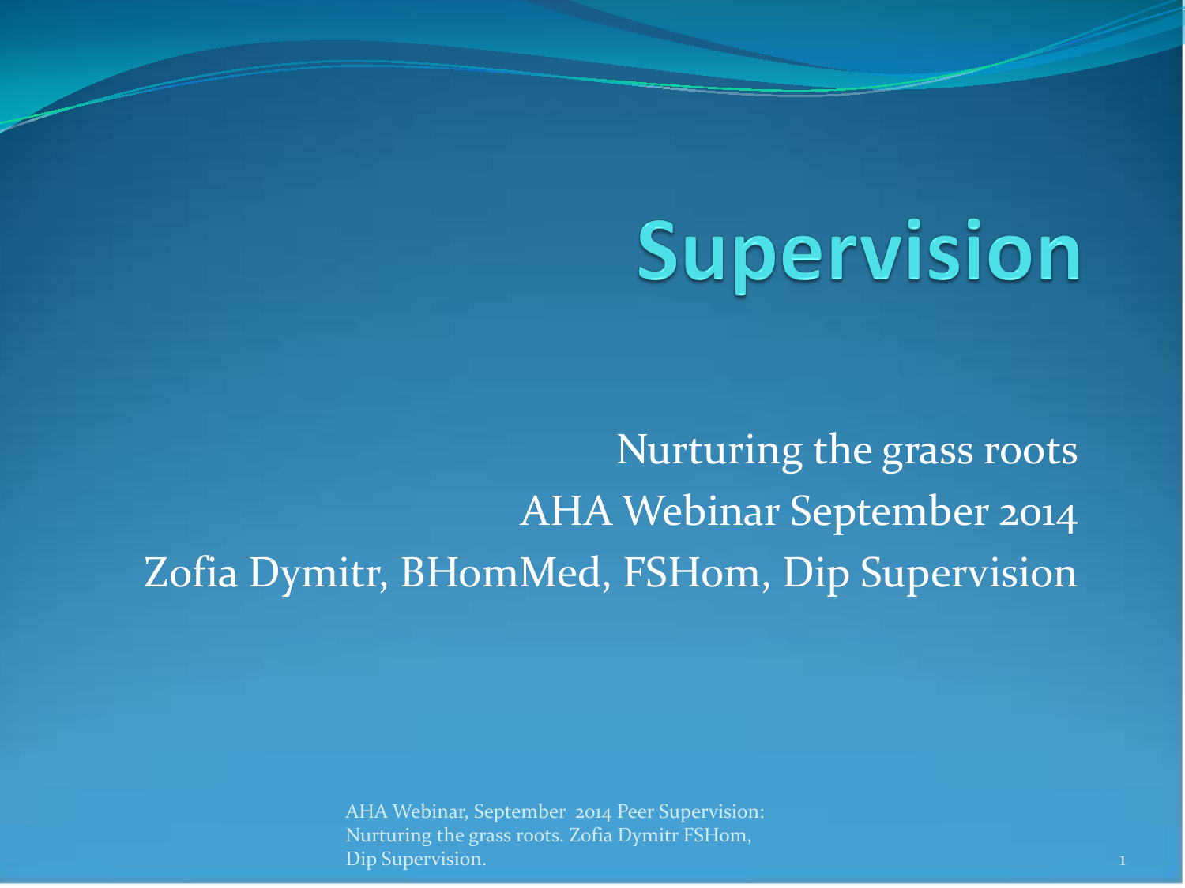# Supervision

Nurturing the grass roots

AHA Webinar September 2014

Zofia Dymitr, BHomMed, FSHom, Dip Supervision

AHA Webinar, September 2014 Peer Supervision: Nurturing the grass roots. Zofia Dymitr FSHom, Dip Supervision.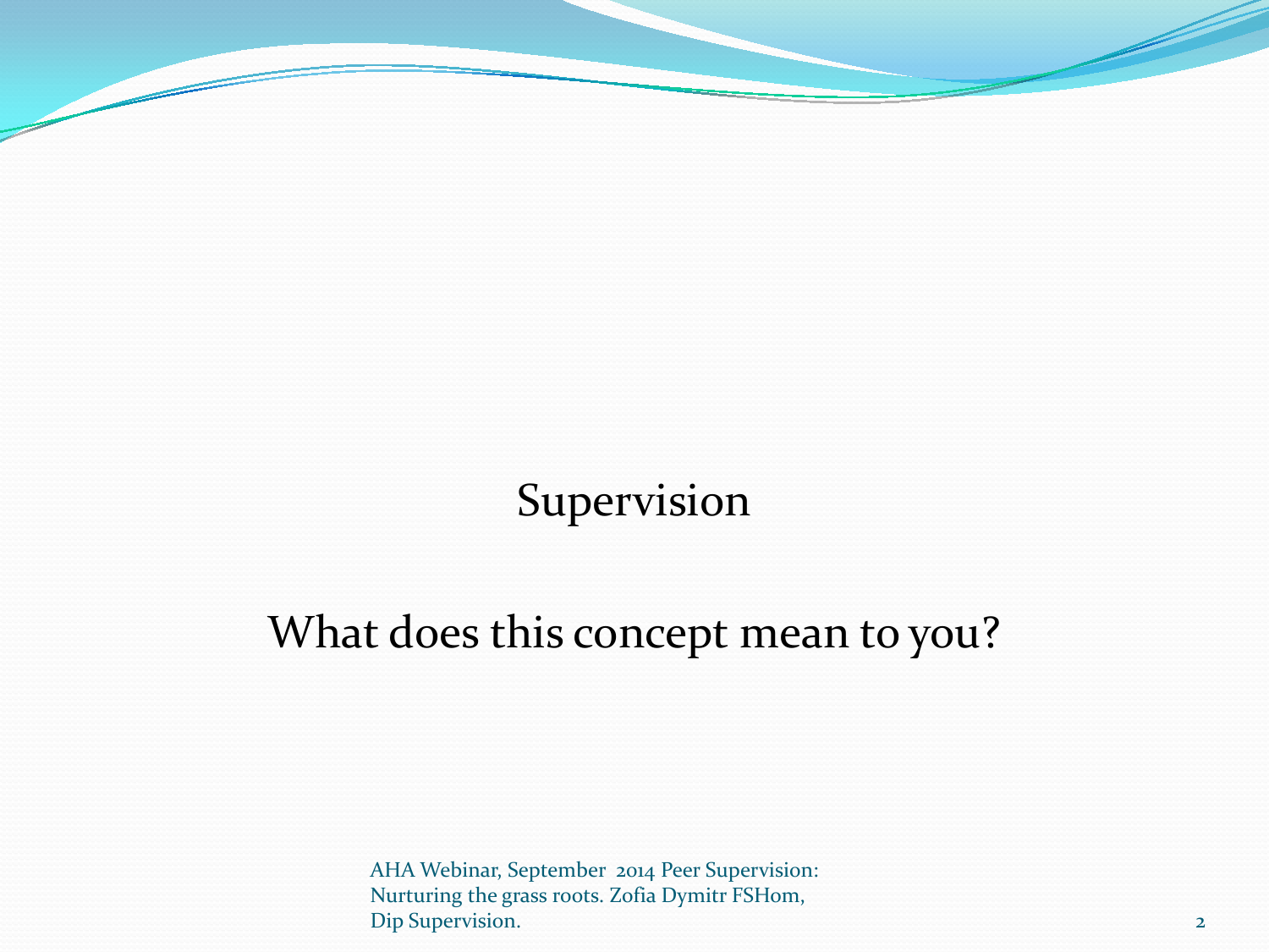Supervision

What does this concept mean to you?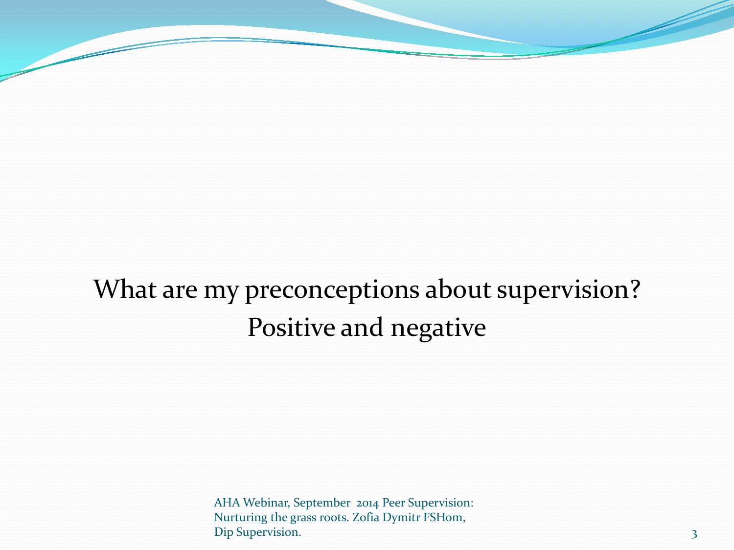What are my preconceptions about supervision?
Positive and negative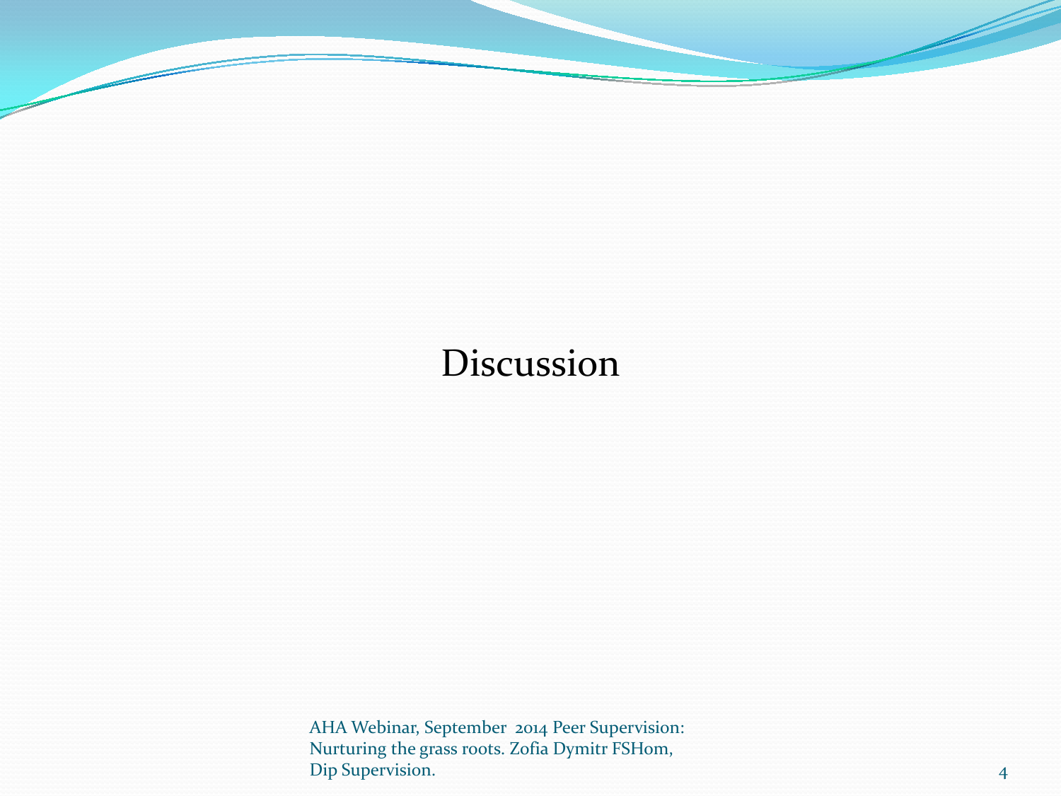# Discussion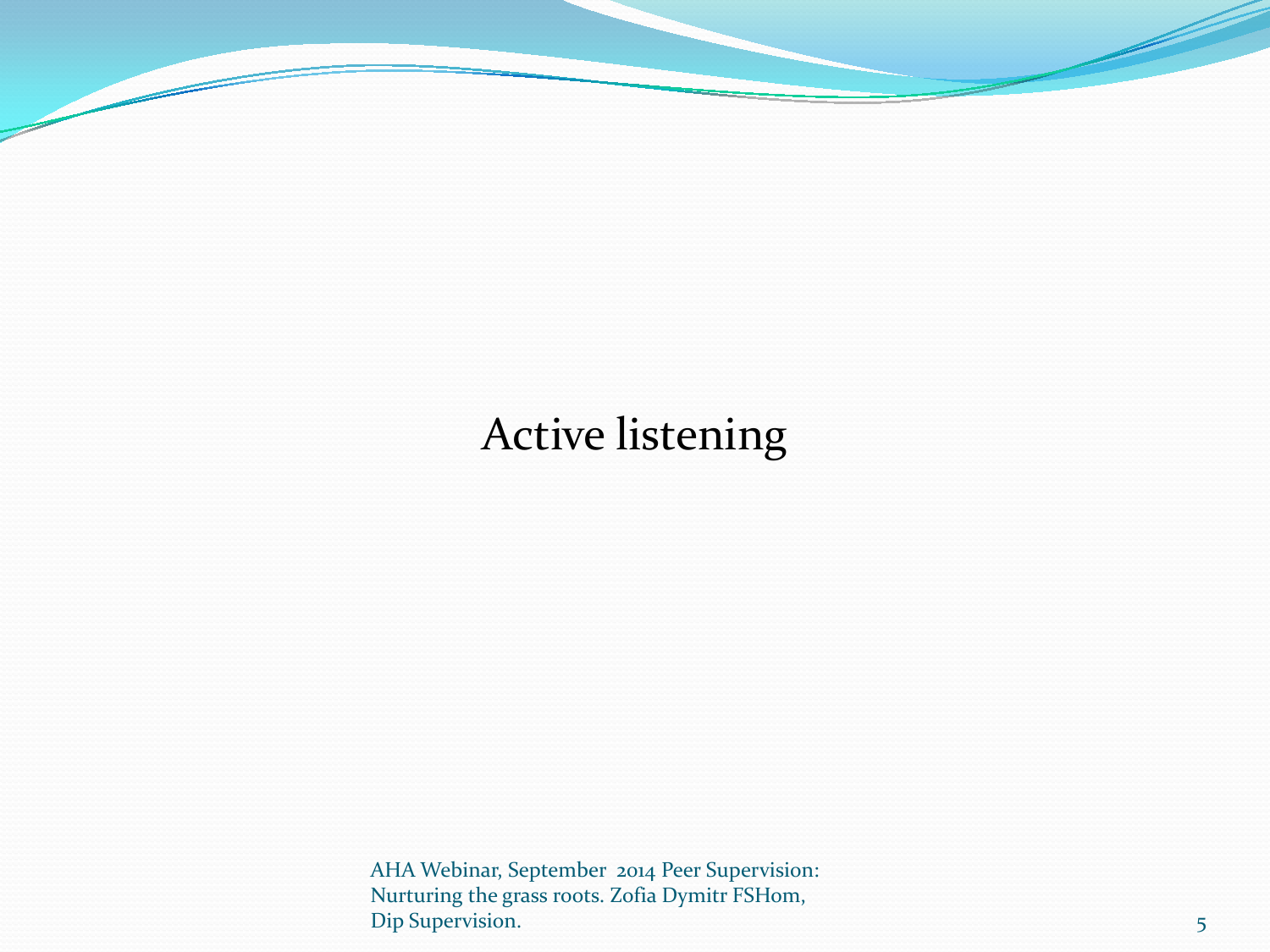# Active listening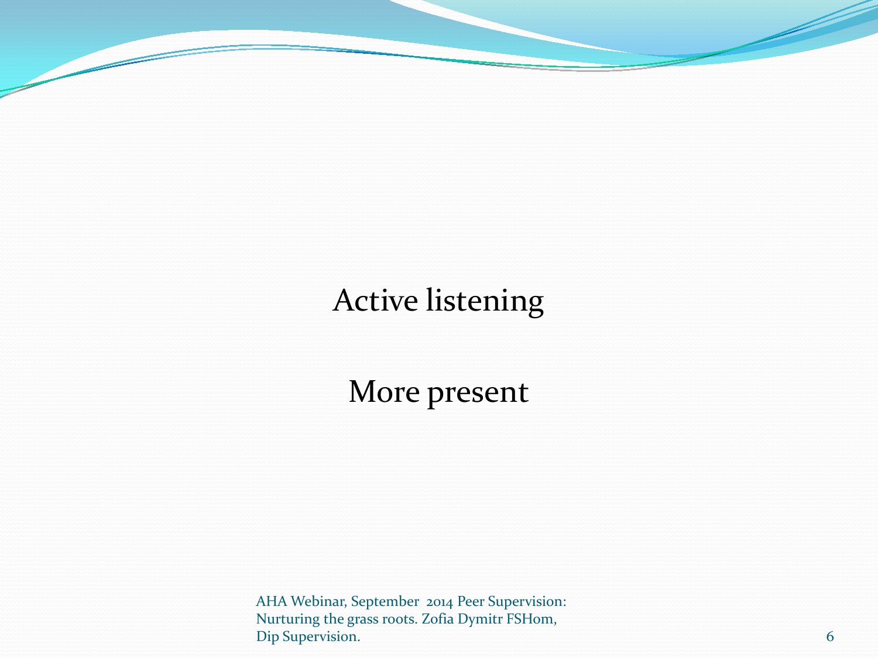Active listening

More present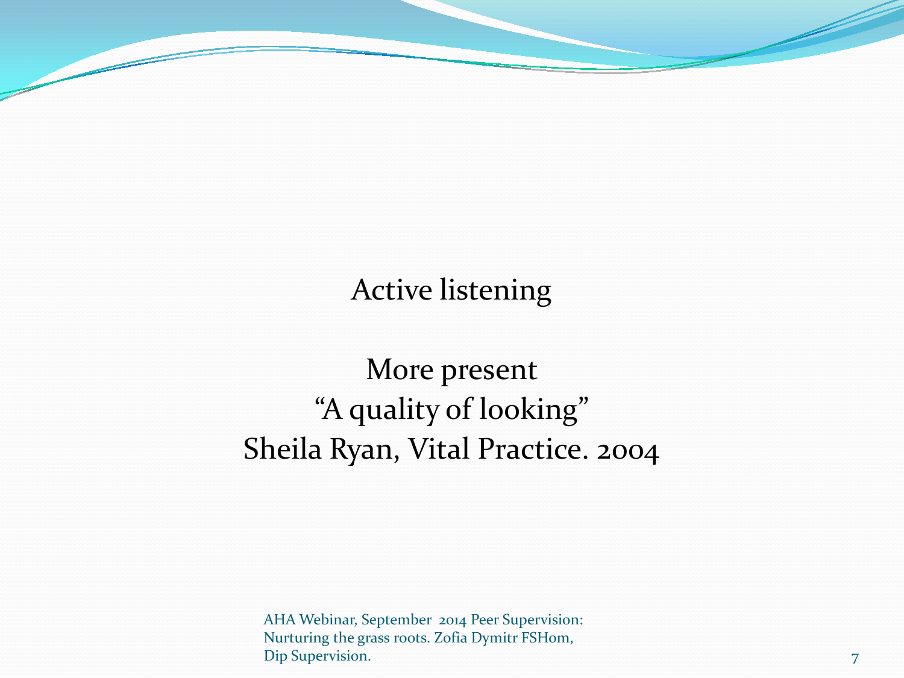Active listening

More present

"A quality of looking"

Sheila Ryan, Vital Practice. 2004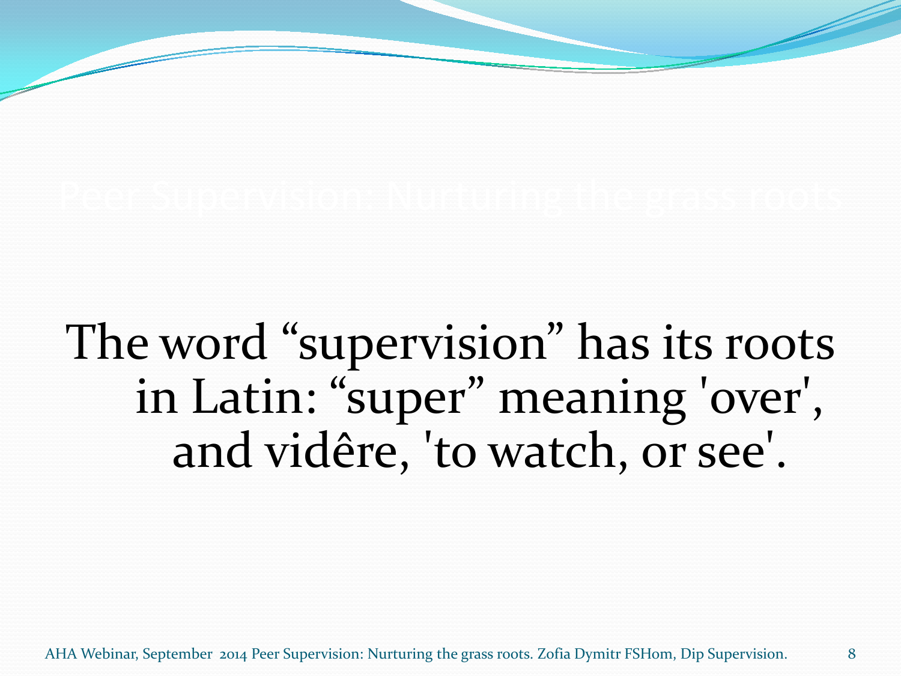# Peer Supervision: Nurturing the grass roots

The word “supervision” has its roots in Latin: “super” meaning 'over', and vidêre, 'to watch, or see'.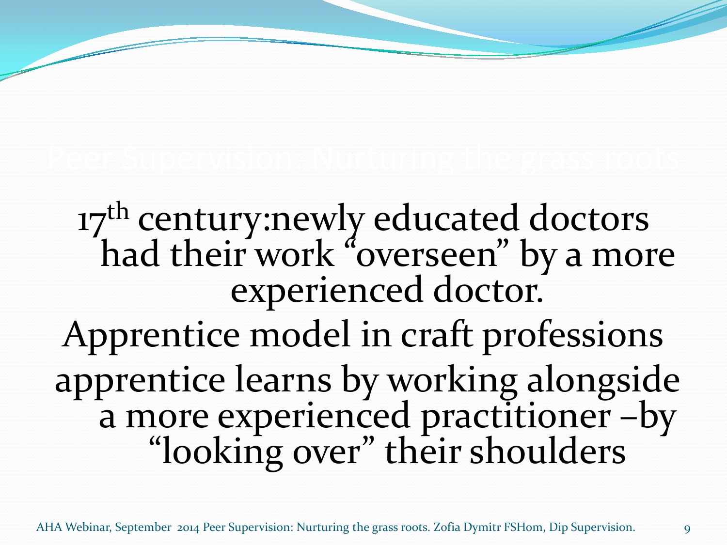Peer Supervision: Nurturing the grass roots

17th century:newly educated doctors had their work "overseen" by a more experienced doctor.

Apprentice model in craft professions

apprentice learns by working alongside a more experienced practitioner –by "looking over" their shoulders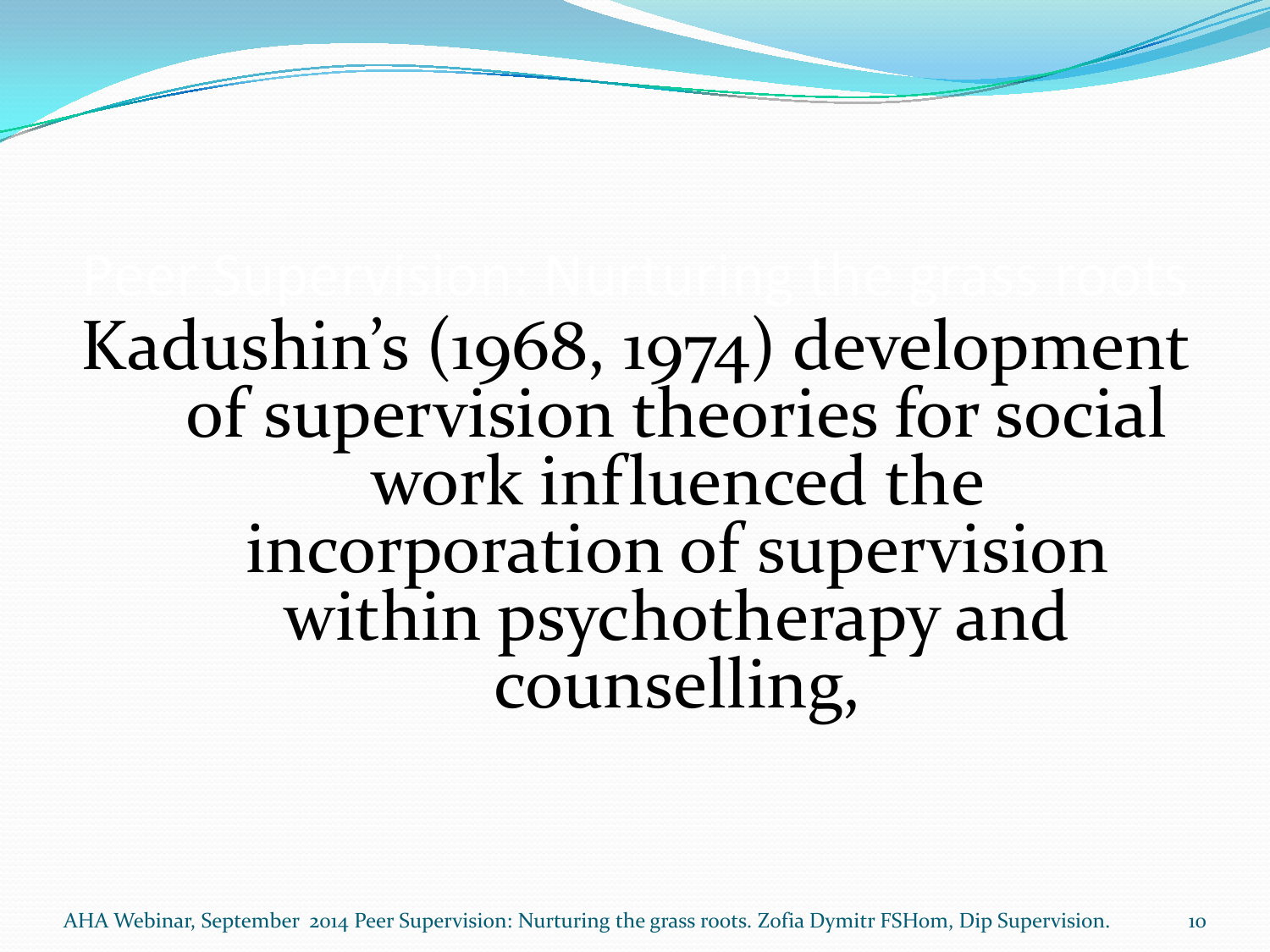Kadushin's (1968, 1974) development of supervision theories for social work influenced the incorporation of supervision within psychotherapy and counselling,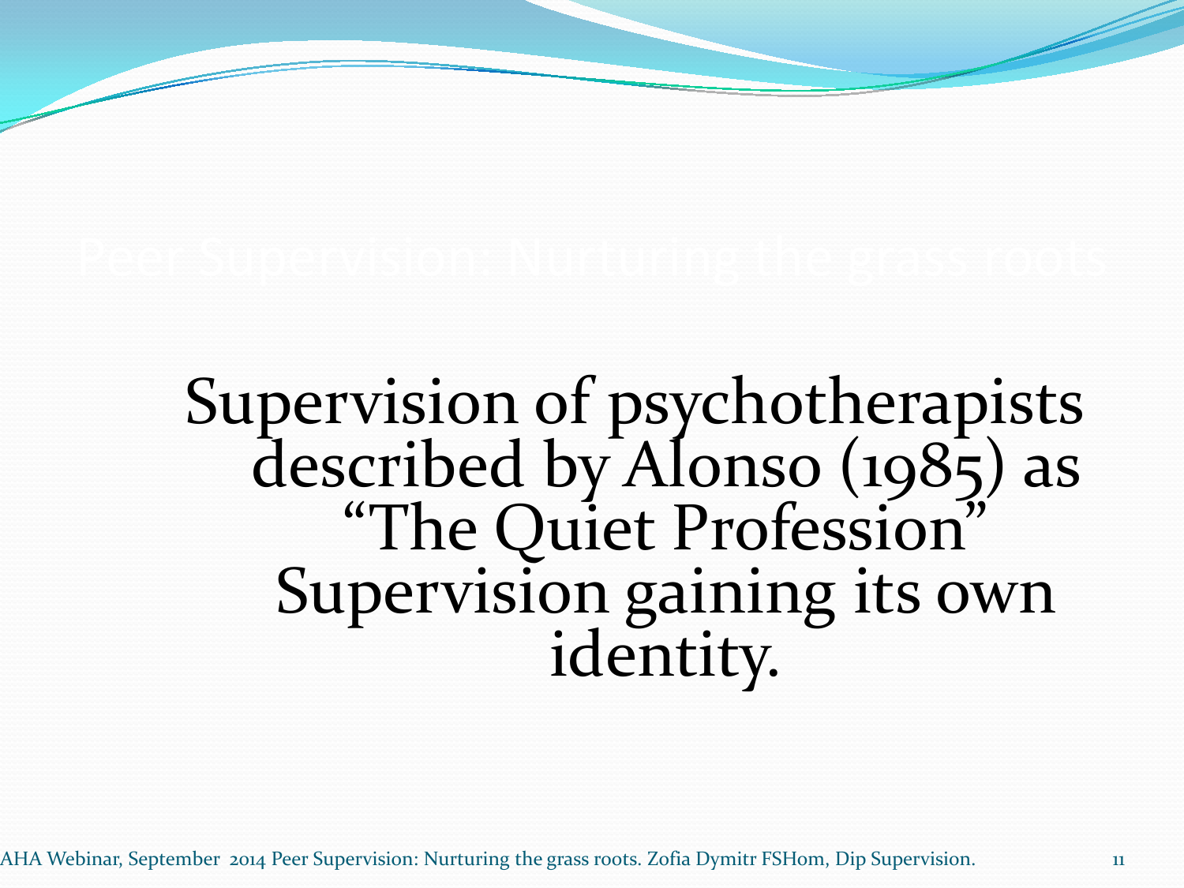Supervision of psychotherapists described by Alonso (1985) as "The Quiet Profession"

Supervision gaining its own identity.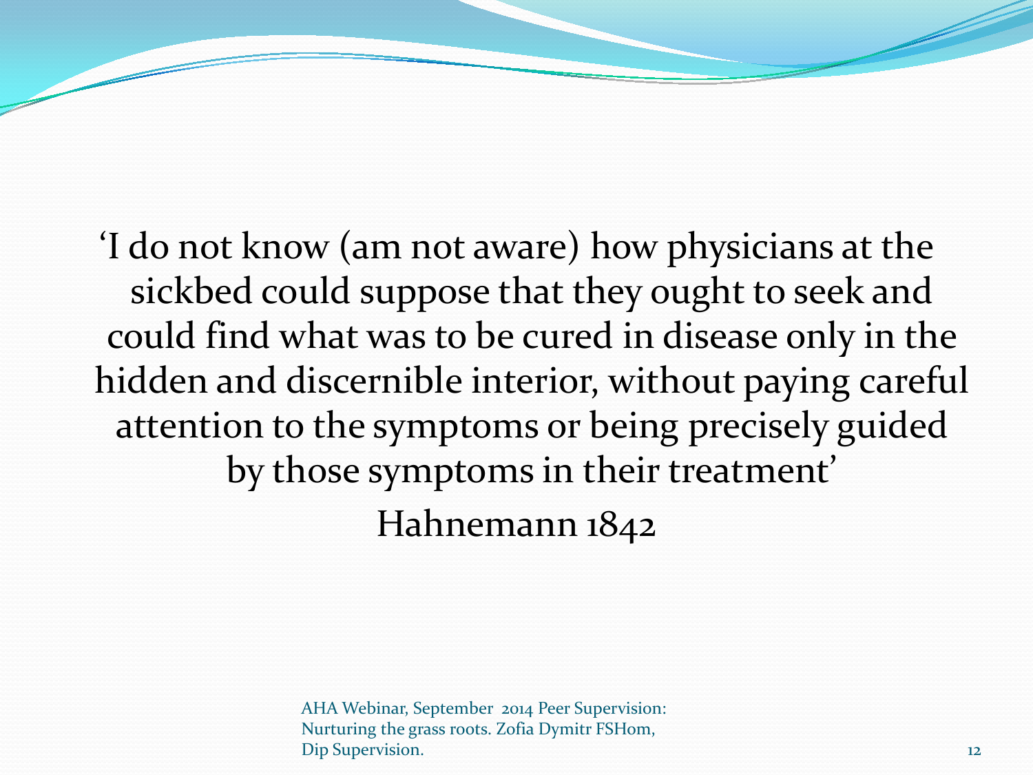'I do not know (am not aware) how physicians at the sickbed could suppose that they ought to seek and could find what was to be cured in disease only in the hidden and discernible interior, without paying careful attention to the symptoms or being precisely guided by those symptoms in their treatment'

Hahnemann 1842

AHA Webinar, September 2014 Peer Supervision: Nurturing the grass roots. Zofia Dymitr FSHom, Dip Supervision.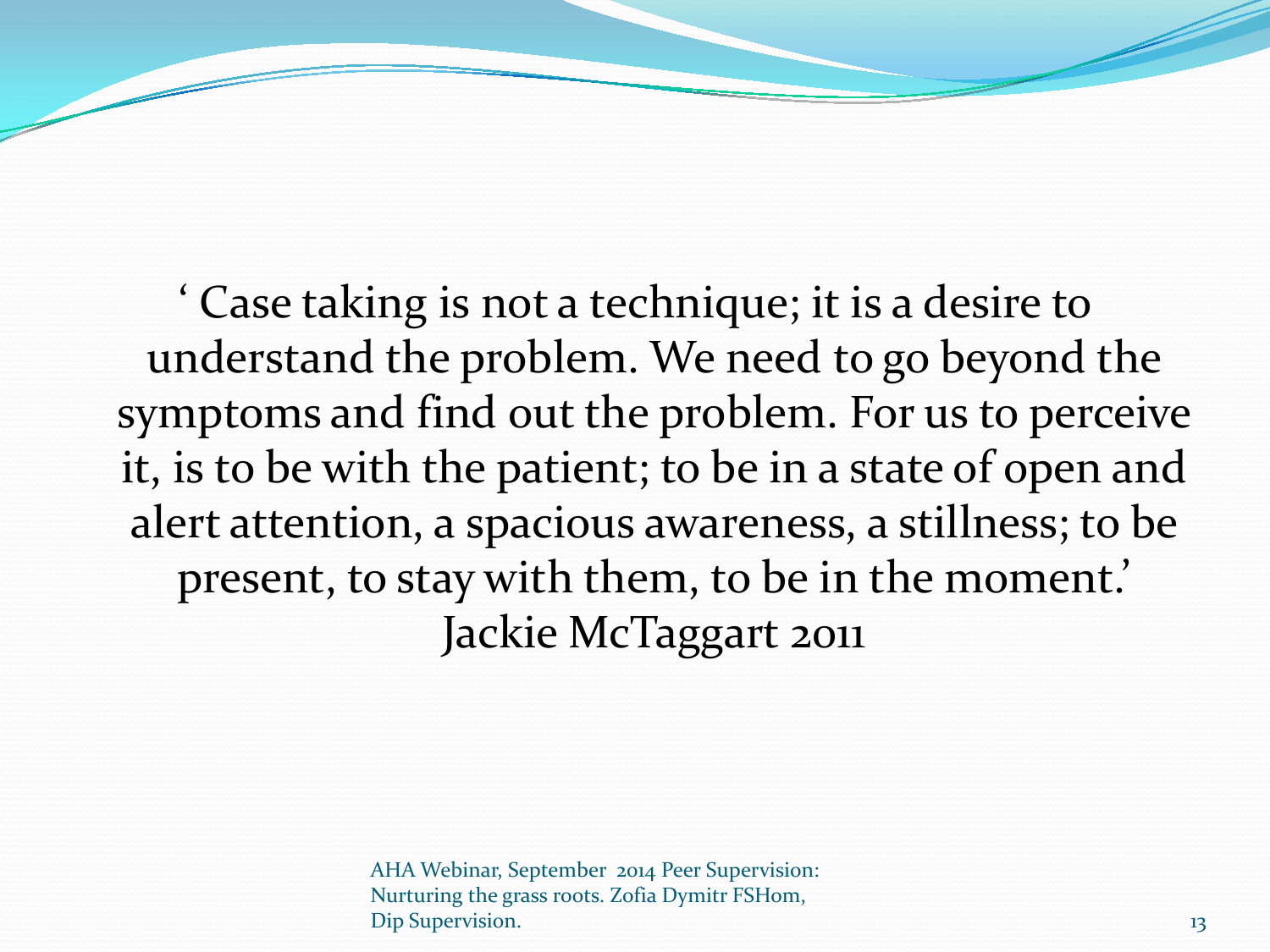‘ Case taking is not a technique; it is a desire to understand the problem. We need to go beyond the symptoms and find out the problem. For us to perceive it, is to be with the patient; to be in a state of open and alert attention, a spacious awareness, a stillness; to be present, to stay with them, to be in the moment.’

Jackie McTaggart 2011

AHA Webinar, September 2014 Peer Supervision: Nurturing the grass roots. Zofia Dymitr FSHom, Dip Supervision.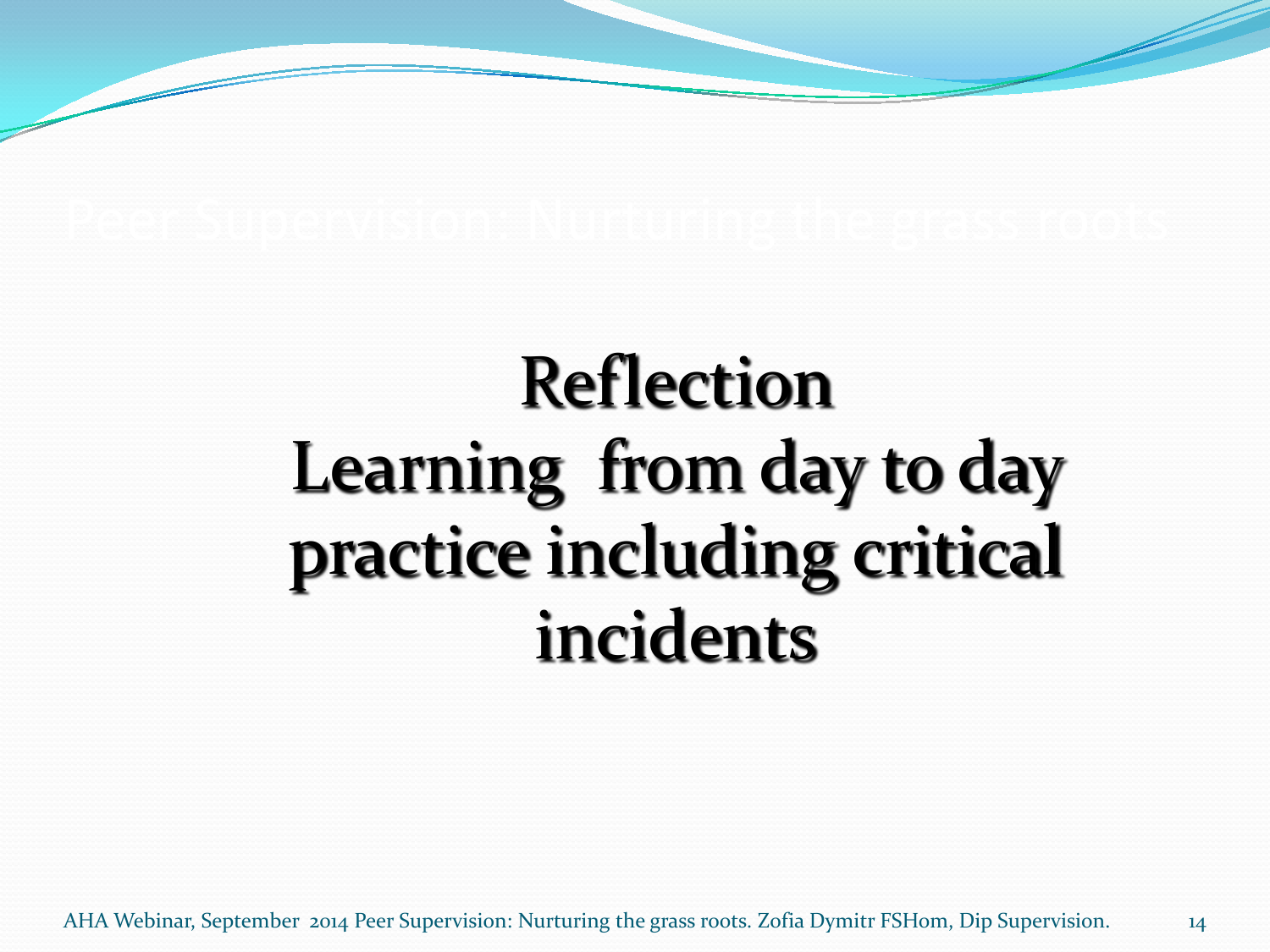Peer Supervision: Nurturing the grass roots

# Reflection Learning from day to day practice including critical incidents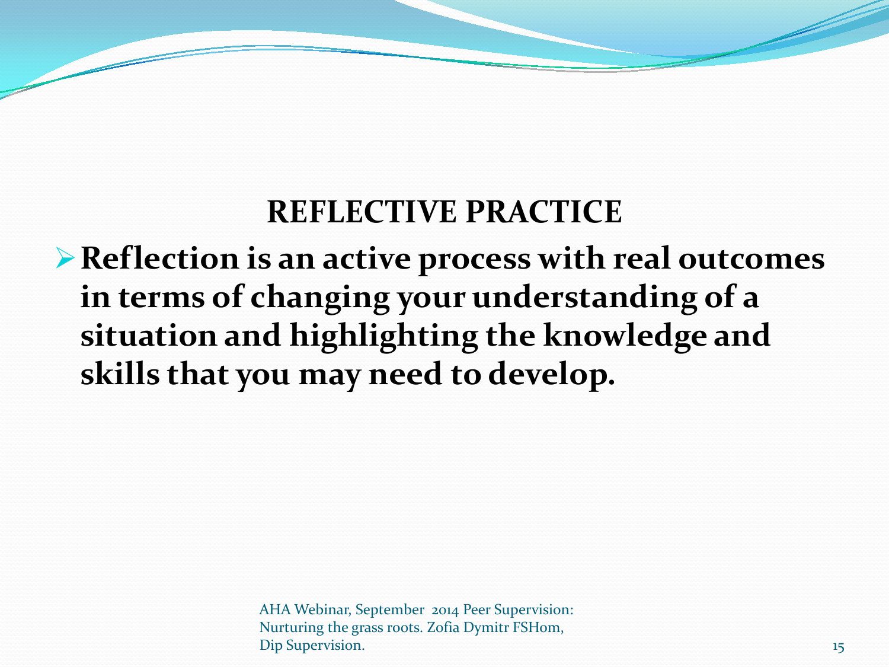# REFLECTIVE PRACTICE

- **Reflection is an active process with real outcomes in terms of changing your understanding of a situation and highlighting the knowledge and skills that you may need to develop.**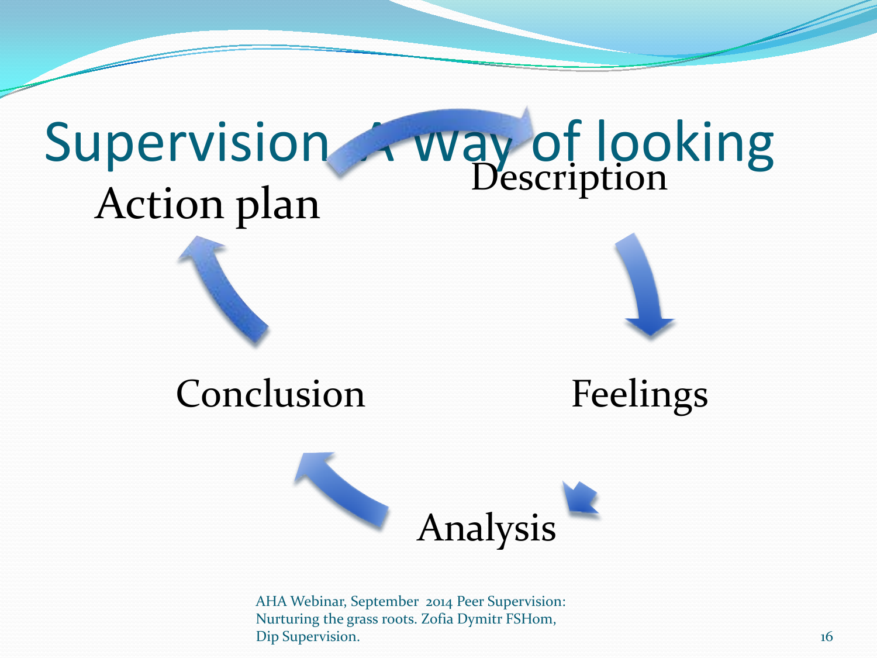# Supervision: A way of looking

Description

Feelings

Analysis

Conclusion

Action plan

AHA Webinar, September 2014 Peer Supervision: Nurturing the grass roots. Zofia Dymitr FSHom, Dip Supervision.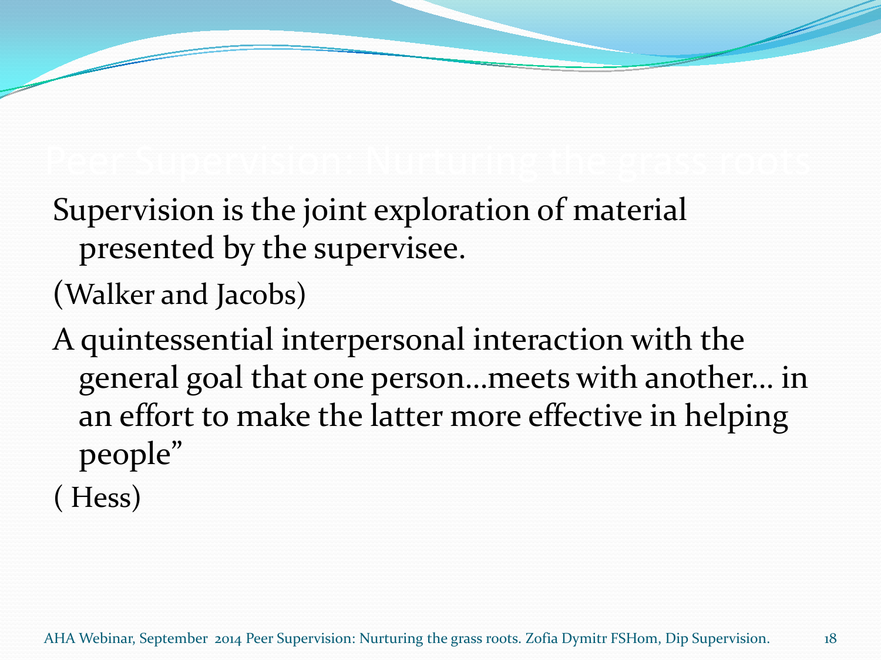Supervision is the joint exploration of material presented by the supervisee.

(Walker and Jacobs)

A quintessential interpersonal interaction with the general goal that one person…meets with another… in an effort to make the latter more effective in helping people"

( Hess)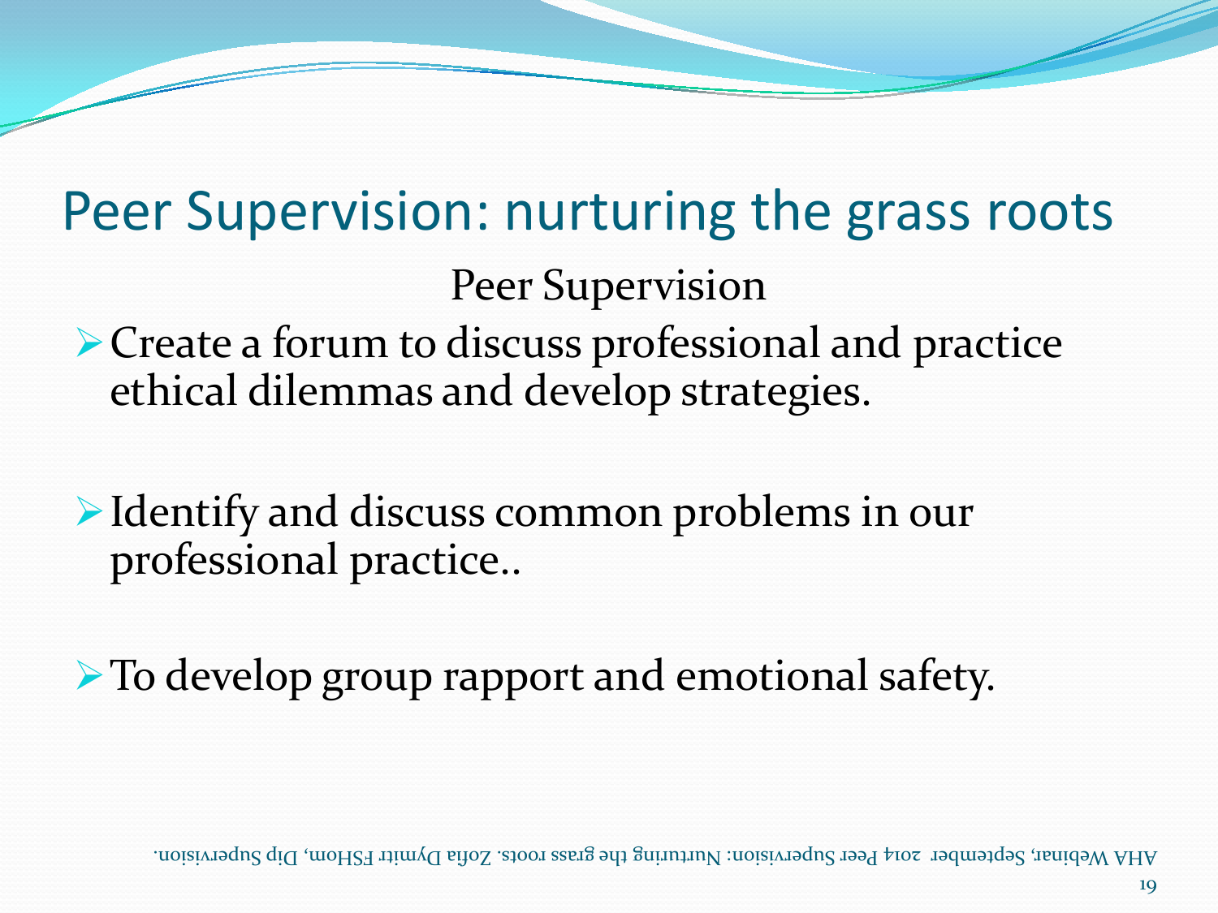# Peer Supervision: nurturing the grass roots

Peer Supervision

- Create a forum to discuss professional and practice ethical dilemmas and develop strategies.
- Identify and discuss common problems in our professional practice..
- To develop group rapport and emotional safety.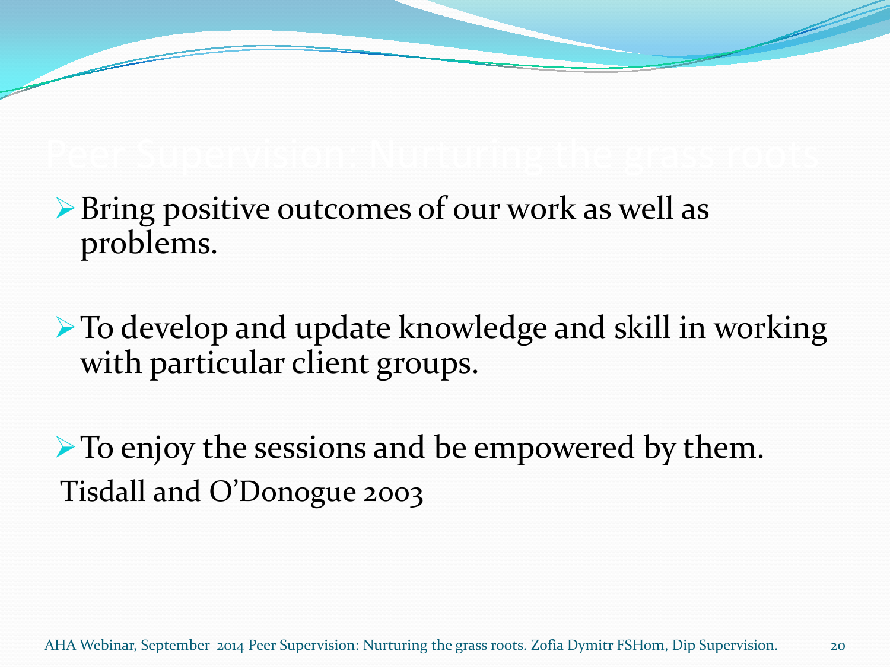# Peer Supervision: Nurturing the grass roots

- Bring positive outcomes of our work as well as problems.
- To develop and update knowledge and skill in working with particular client groups.
- To enjoy the sessions and be empowered by them.

Tisdall and O'Donogue 2003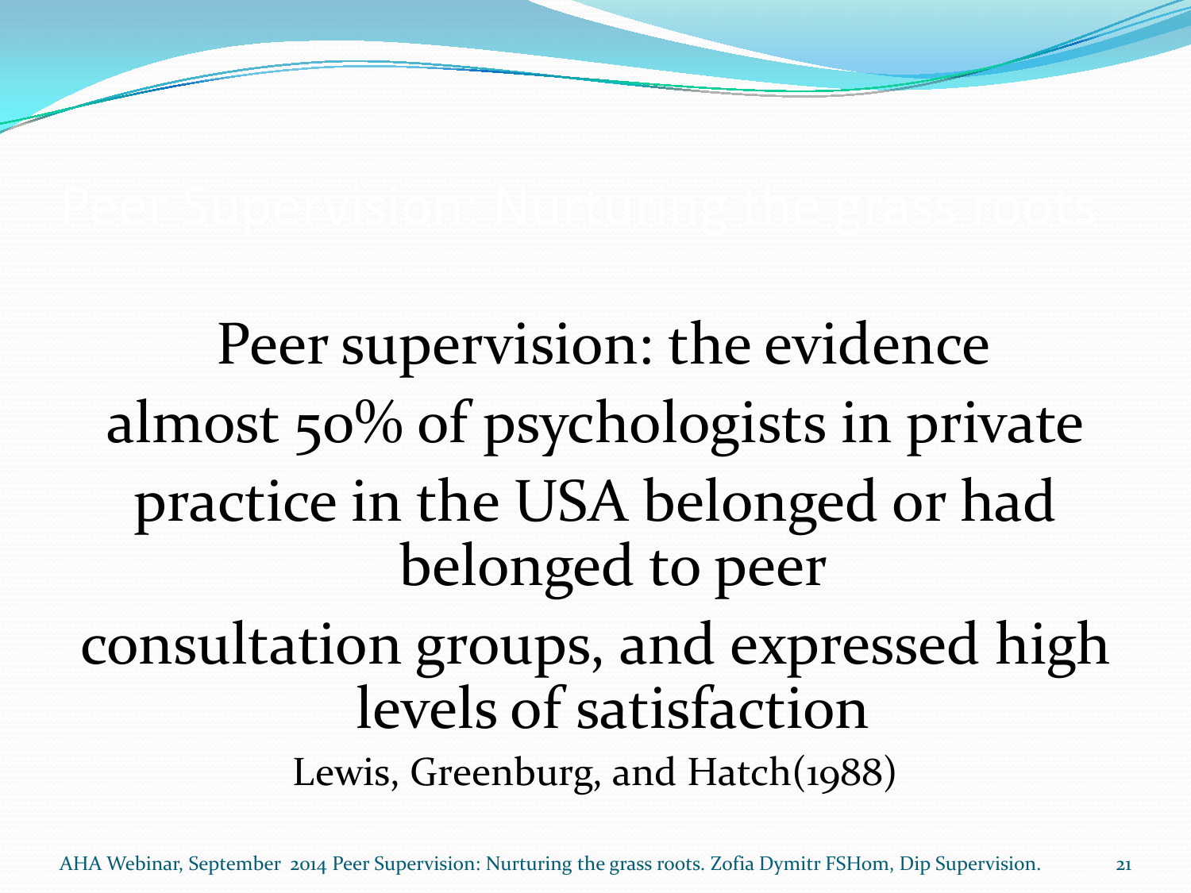Peer supervision: the evidence

almost 50% of psychologists in private practice in the USA belonged or had belonged to peer consultation groups, and expressed high levels of satisfaction

Lewis, Greenburg, and Hatch(1988)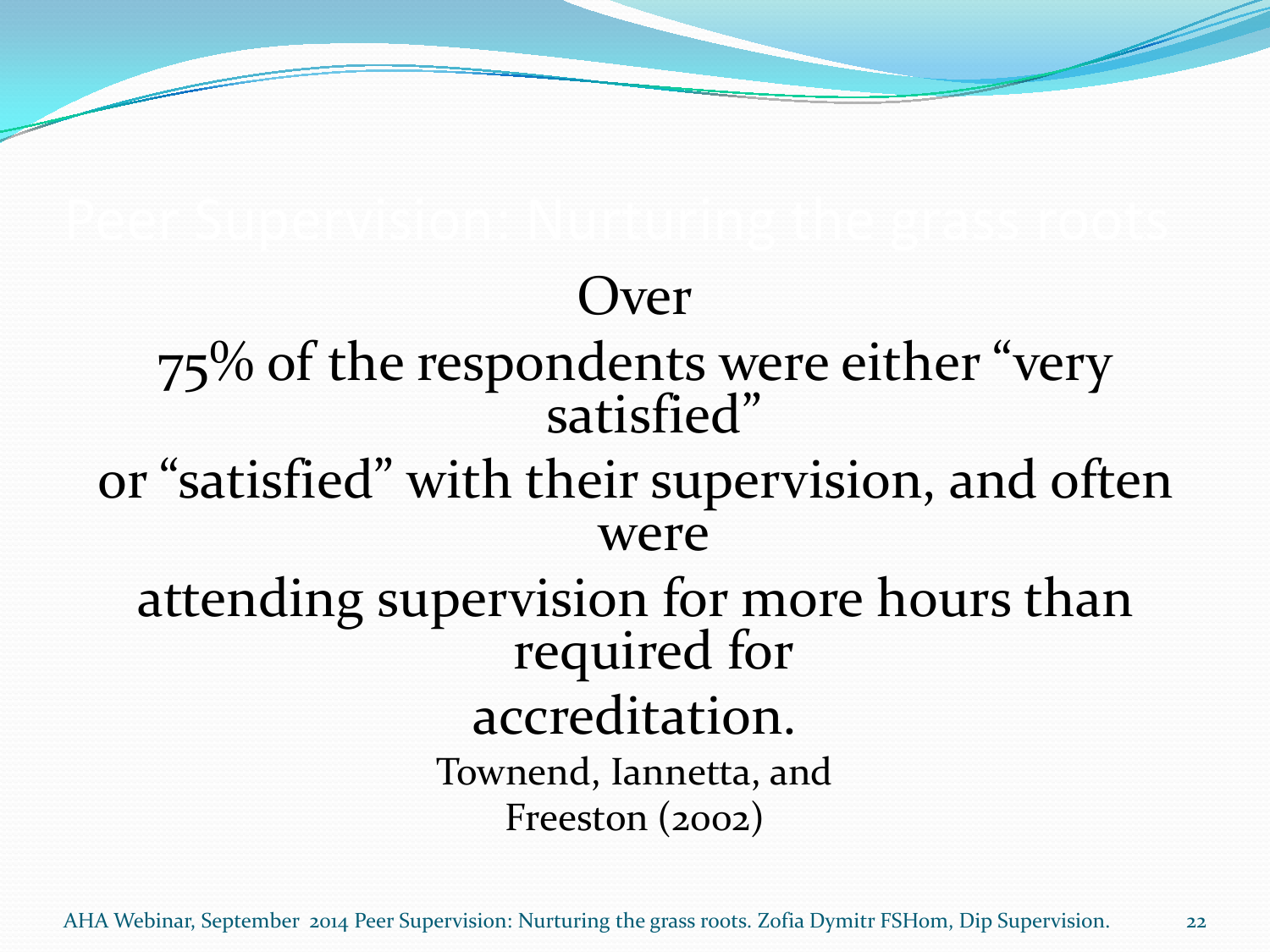Over
75% of the respondents were either "very satisfied"
or "satisfied" with their supervision, and often were
attending supervision for more hours than required for
accreditation.

Townend, Iannetta, and Freeston (2002)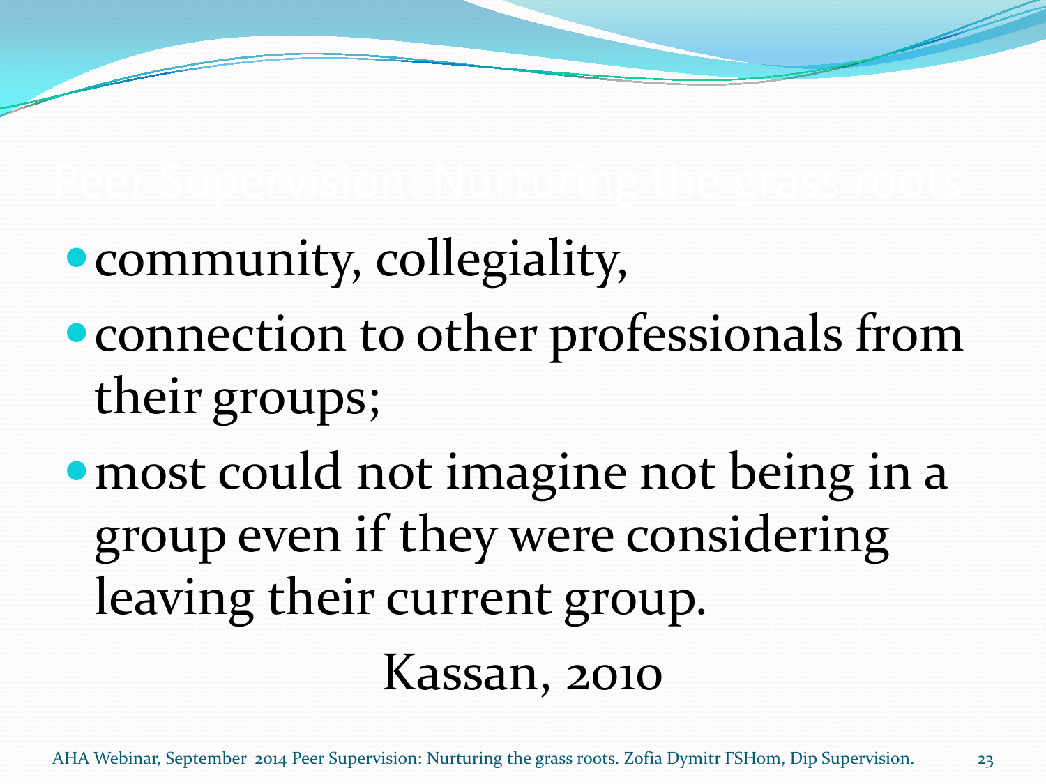- community, collegiality,
- connection to other professionals from their groups;
- most could not imagine not being in a group even if they were considering leaving their current group.

Kassan, 2010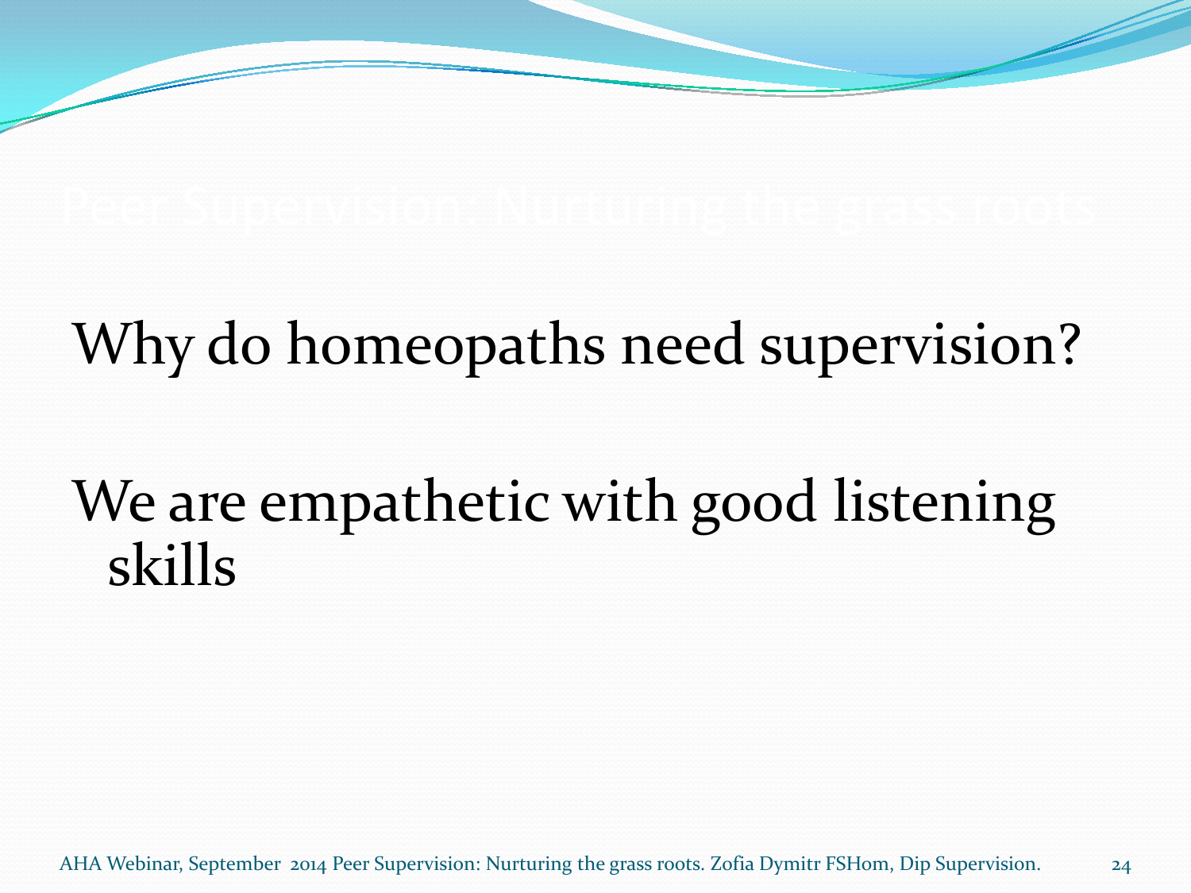Peer Supervision: Nurturing the grass roots

Why do homeopaths need supervision?

We are empathetic with good listening skills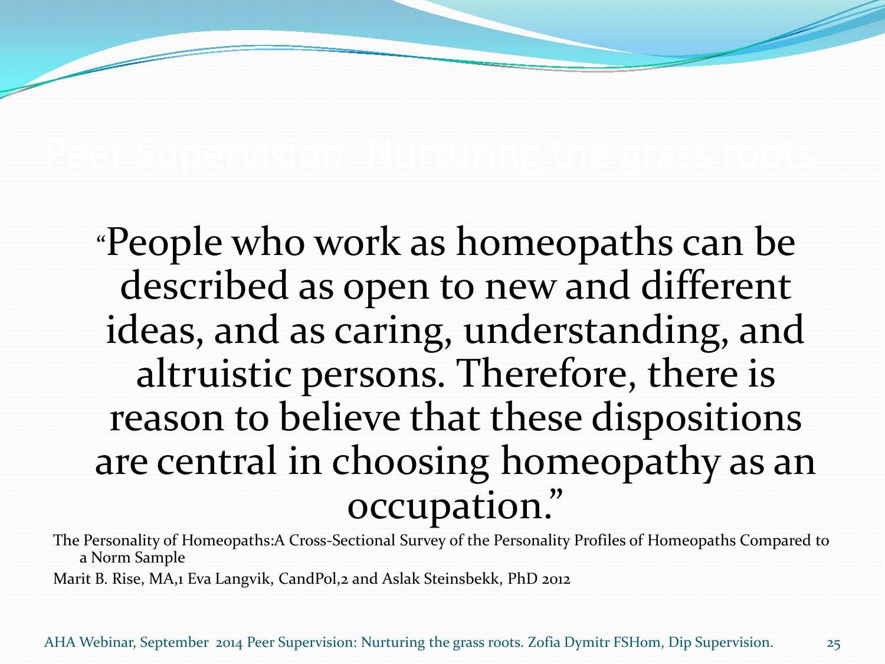# Peer Supervision: Nurturing the grass roots

"People who work as homeopaths can be described as open to new and different ideas, and as caring, understanding, and altruistic persons. Therefore, there is reason to believe that these dispositions are central in choosing homeopathy as an occupation."

The Personality of Homeopaths:A Cross-Sectional Survey of the Personality Profiles of Homeopaths Compared to a Norm Sample

Marit B. Rise, MA,1 Eva Langvik, CandPol,2 and Aslak Steinsbekk, PhD 2012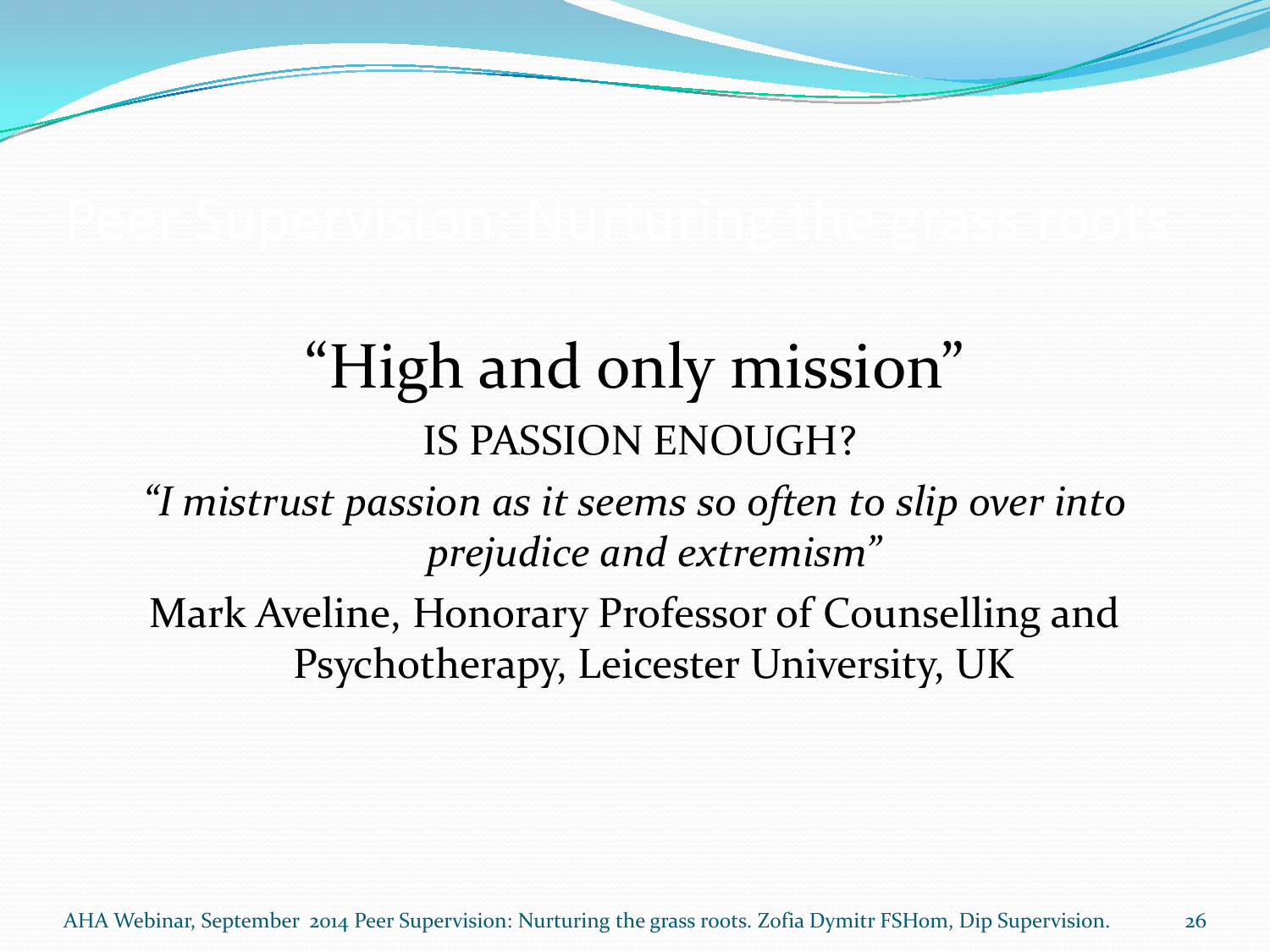# "High and only mission"

IS PASSION ENOUGH?

*"I mistrust passion as it seems so often to slip over into prejudice and extremism"*

Mark Aveline, Honorary Professor of Counselling and Psychotherapy, Leicester University, UK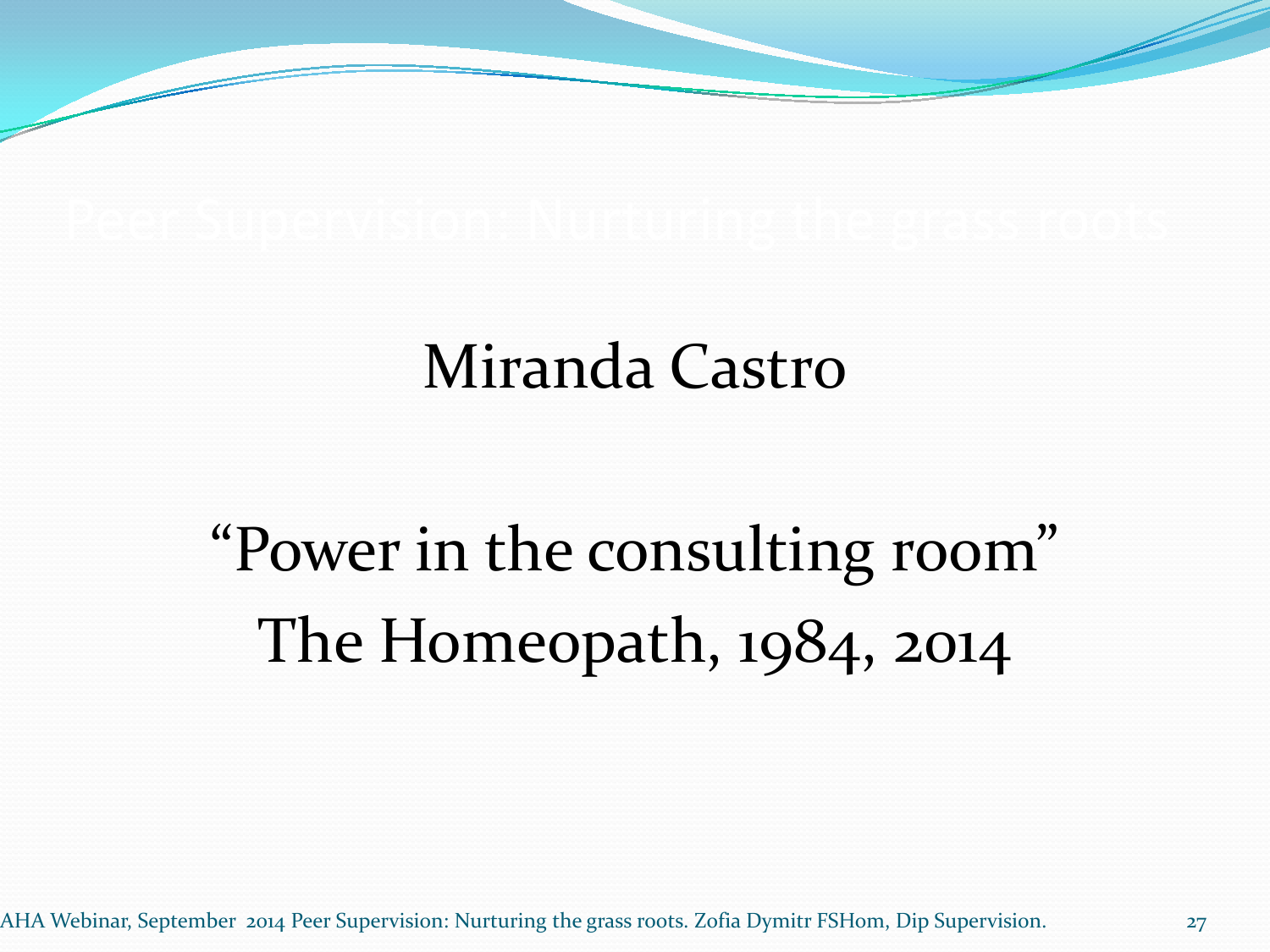Miranda Castro

"Power in the consulting room"
The Homeopath, 1984, 2014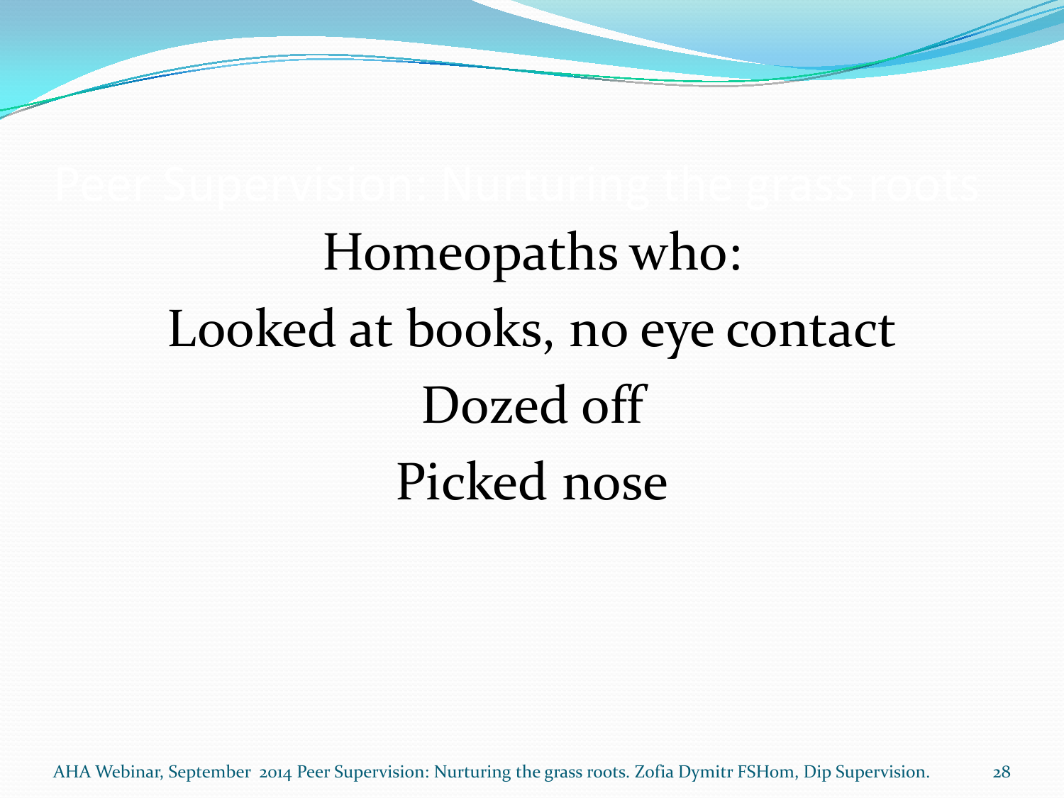Homeopaths who:

Looked at books, no eye contact

Dozed off

Picked nose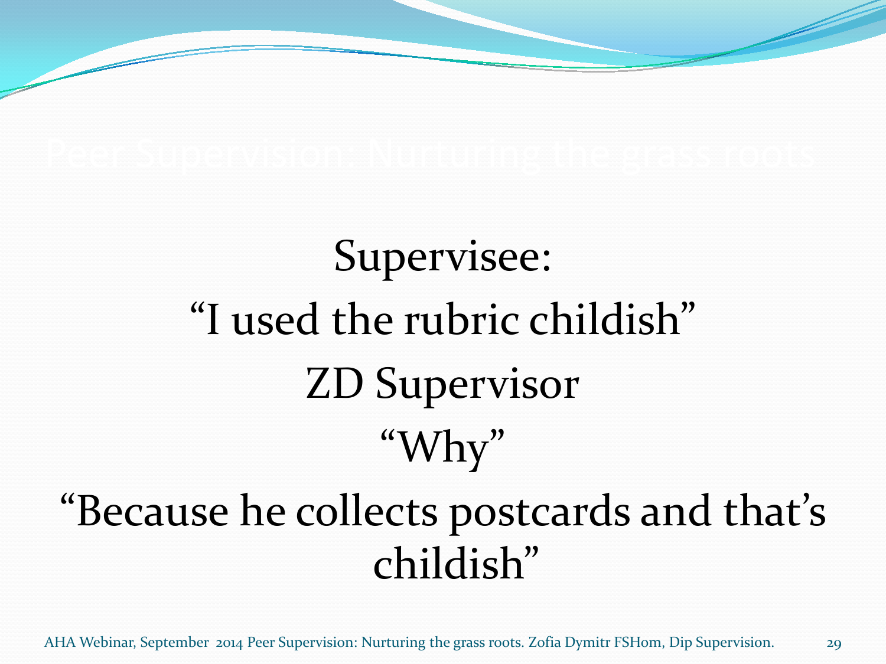Supervisee:

"I used the rubric childish"

ZD Supervisor

"Why"

"Because he collects postcards and that's childish"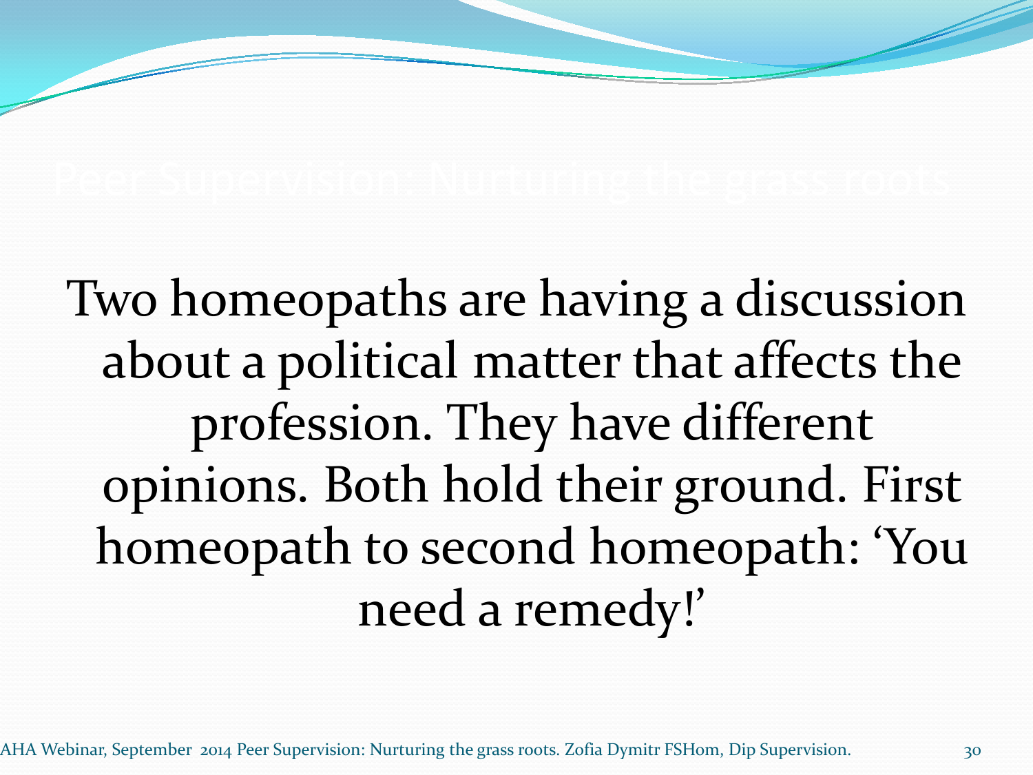Two homeopaths are having a discussion about a political matter that affects the profession. They have different opinions. Both hold their ground. First homeopath to second homeopath: ‘You need a remedy!’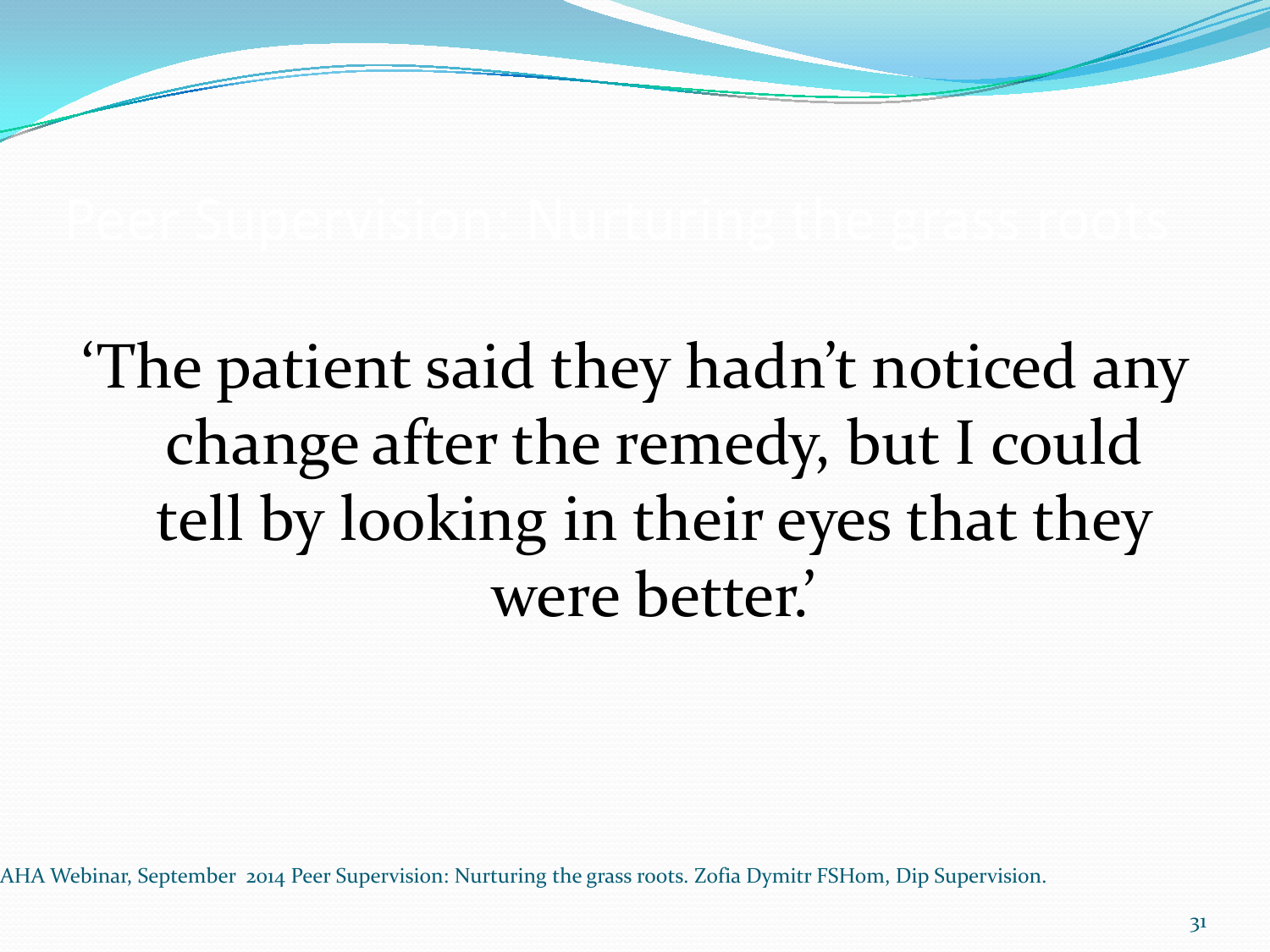# Peer Supervision: Nurturing the grass roots

'The patient said they hadn't noticed any change after the remedy, but I could tell by looking in their eyes that they were better.'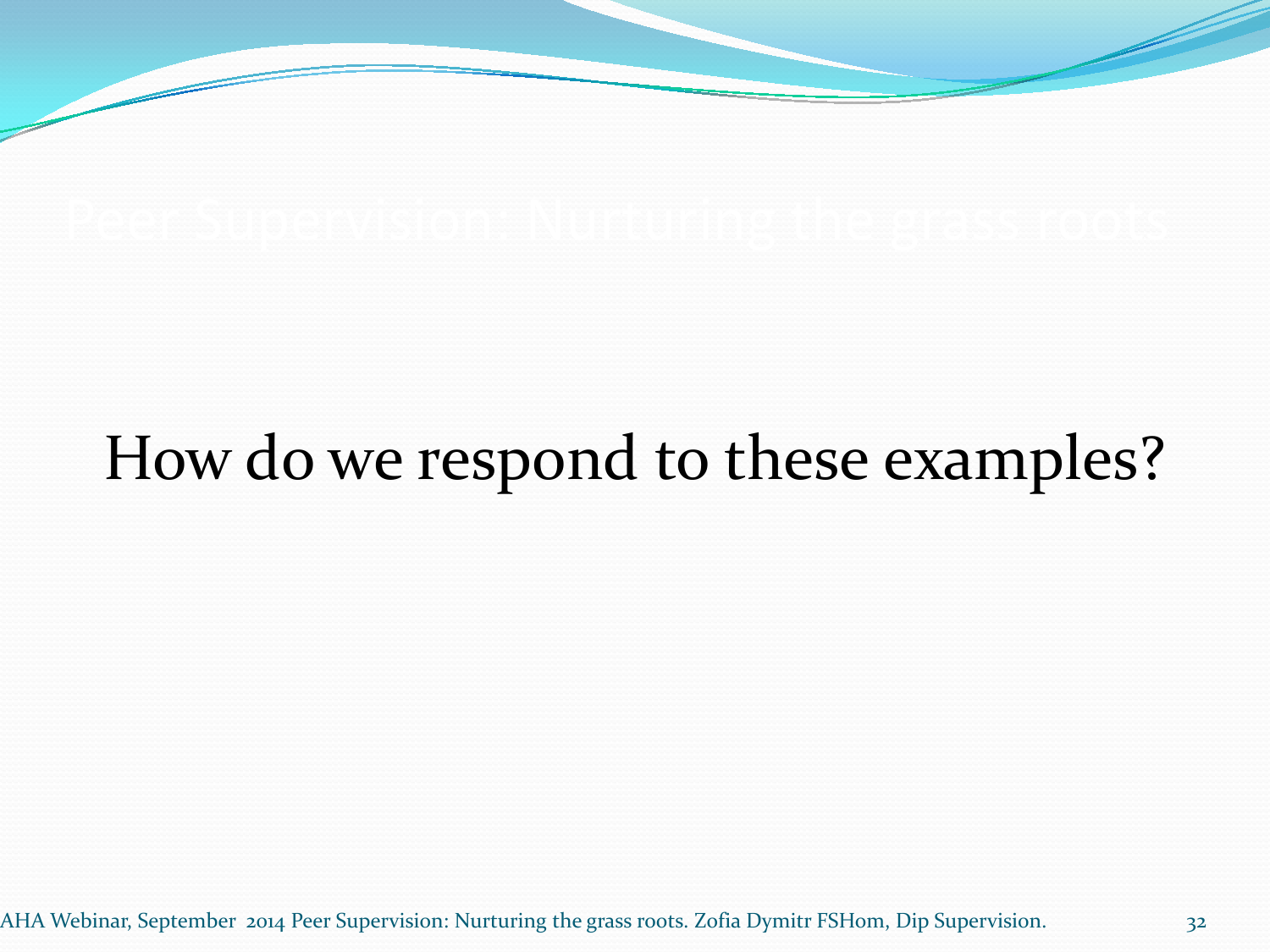How do we respond to these examples?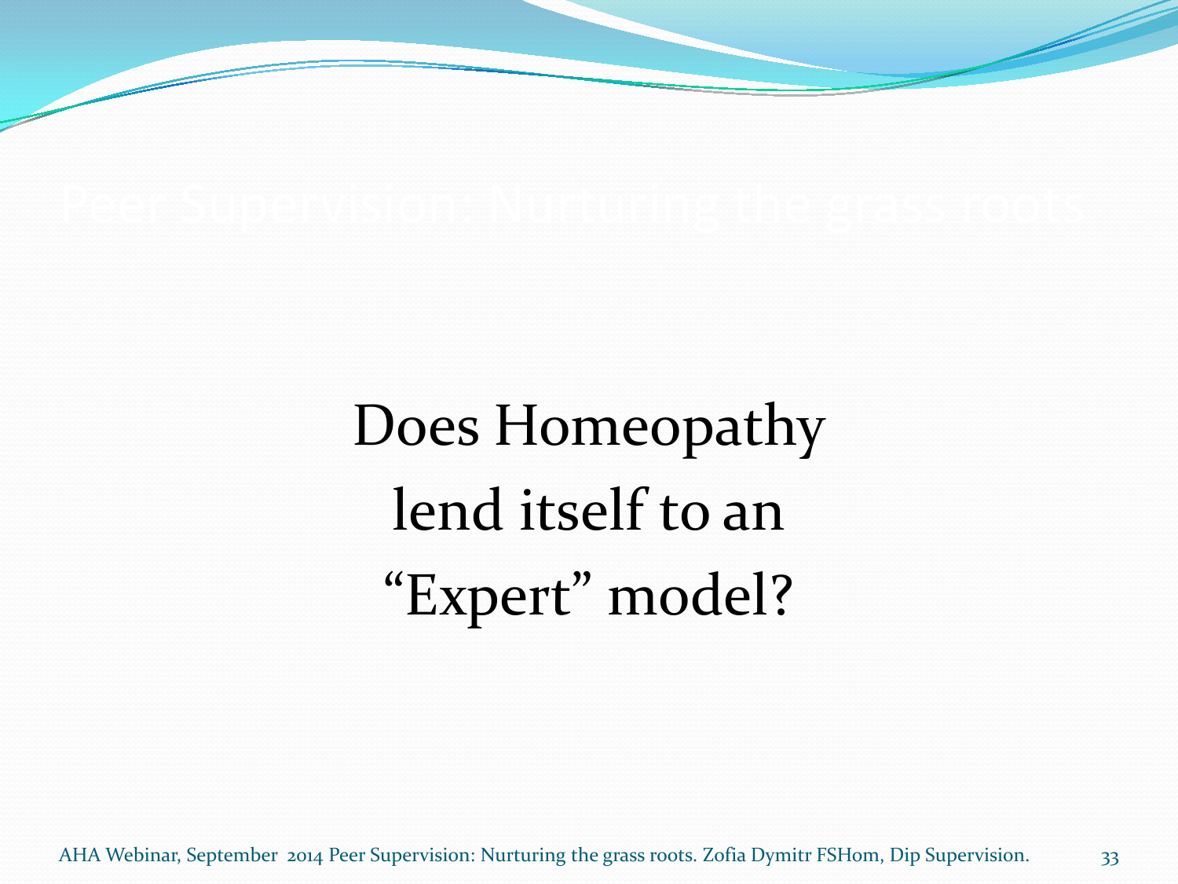Does Homeopathy lend itself to an "Expert" model?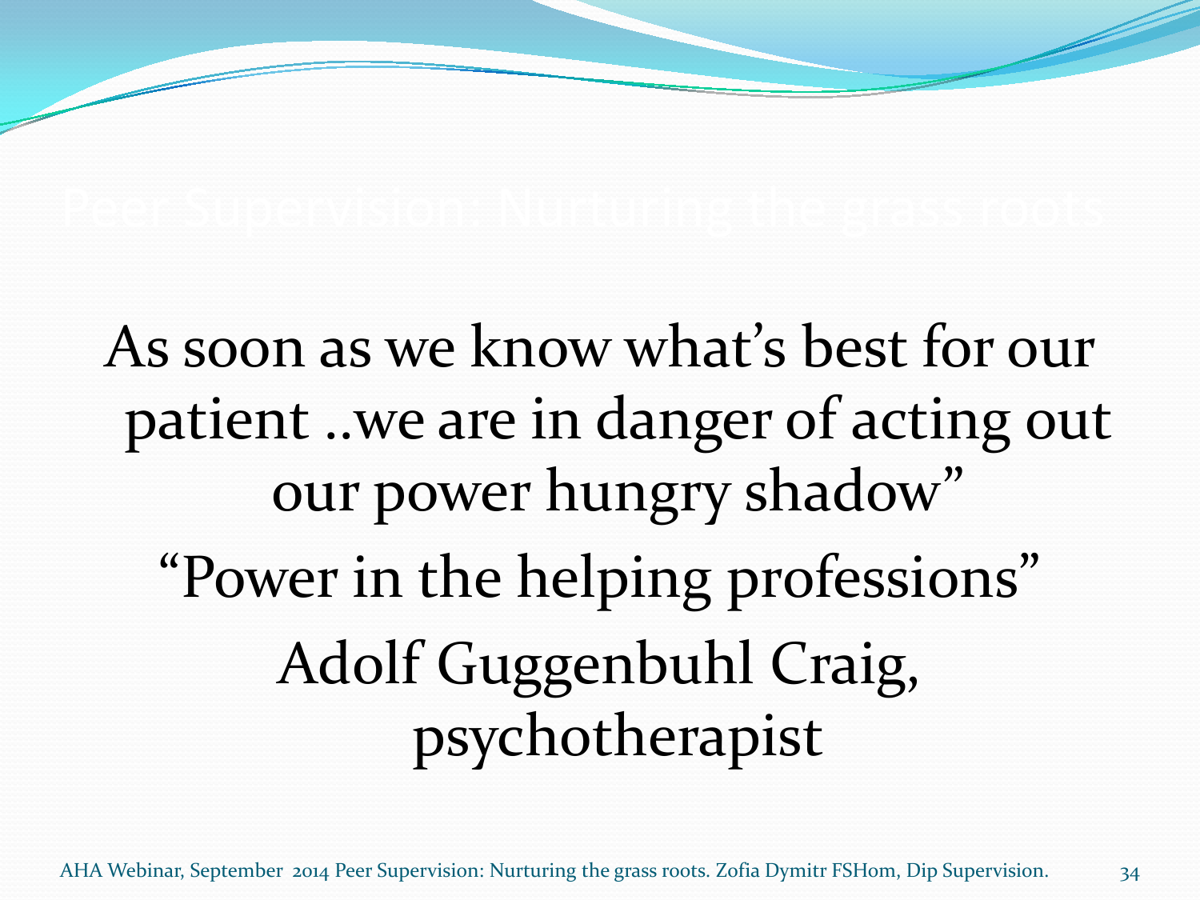Peer Supervision: Nurturing the grass roots

As soon as we know what's best for our patient ..we are in danger of acting out our power hungry shadow"

"Power in the helping professions"

Adolf Guggenbuhl Craig, psychotherapist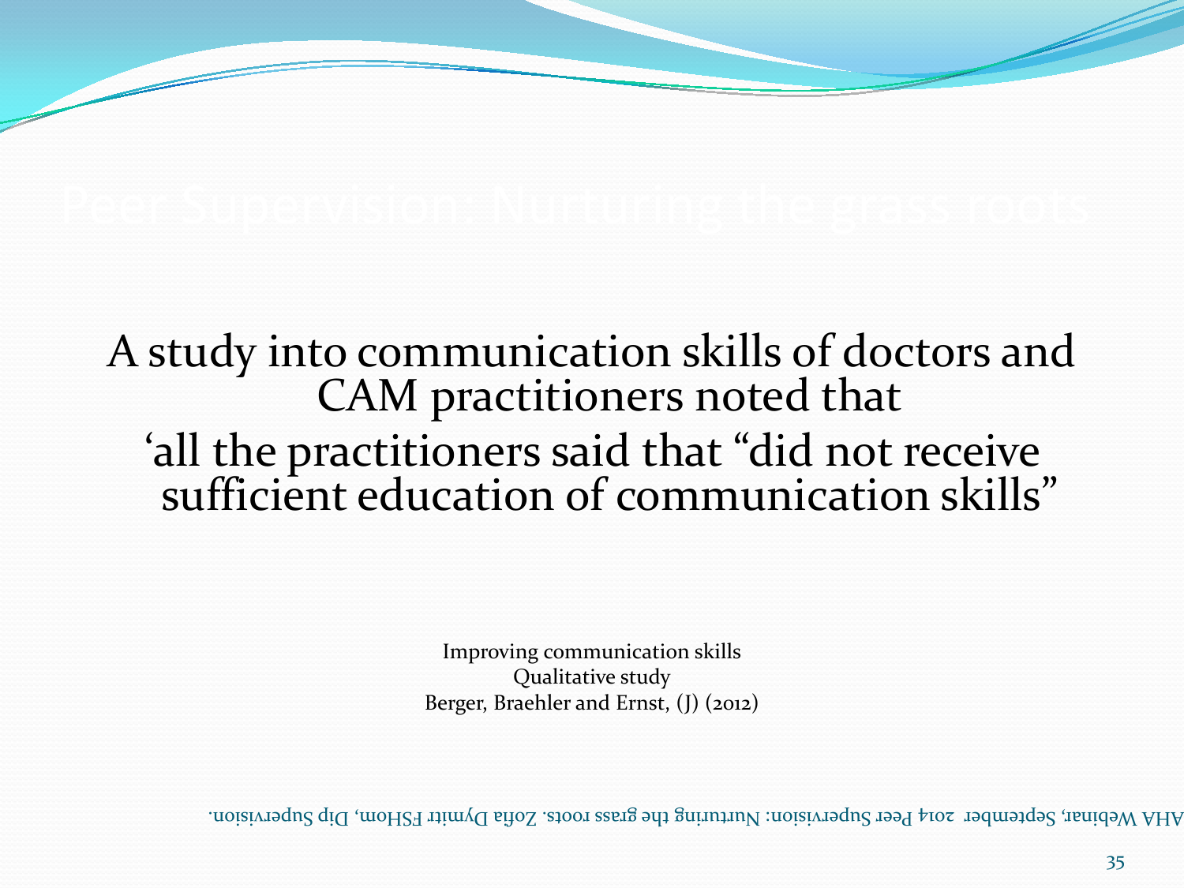A study into communication skills of doctors and CAM practitioners noted that

'all the practitioners said that "did not receive sufficient education of communication skills"

Improving communication skills
Qualitative study
Berger, Braehler and Ernst, (J) (2012)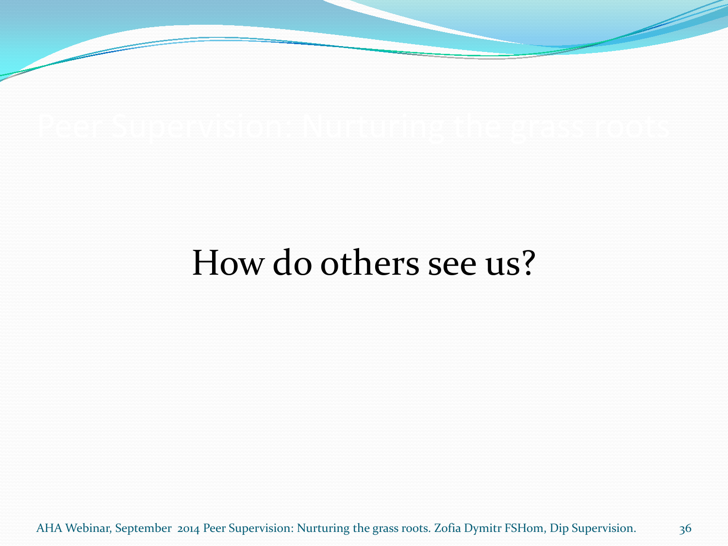# How do others see us?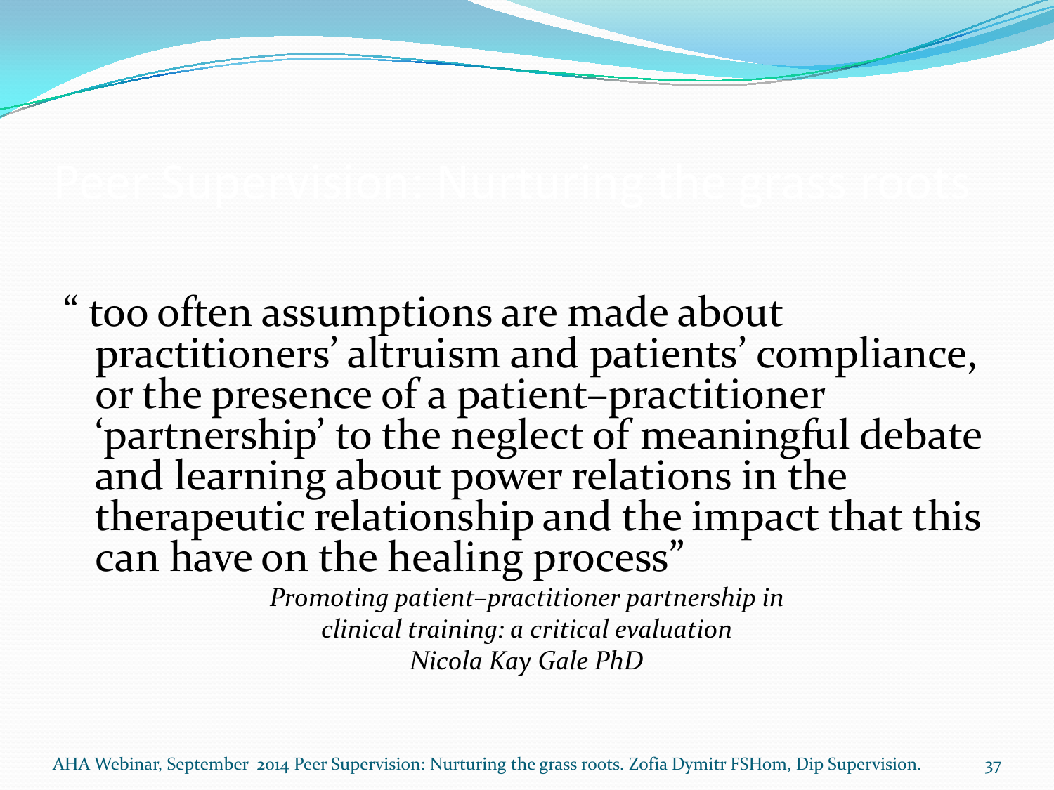# Peer Supervision: Nurturing the grass roots

" too often assumptions are made about practitioners' altruism and patients' compliance, or the presence of a patient–practitioner 'partnership' to the neglect of meaningful debate and learning about power relations in the therapeutic relationship and the impact that this can have on the healing process"

*Promoting patient–practitioner partnership in clinical training: a critical evaluation*
*Nicola Kay Gale PhD*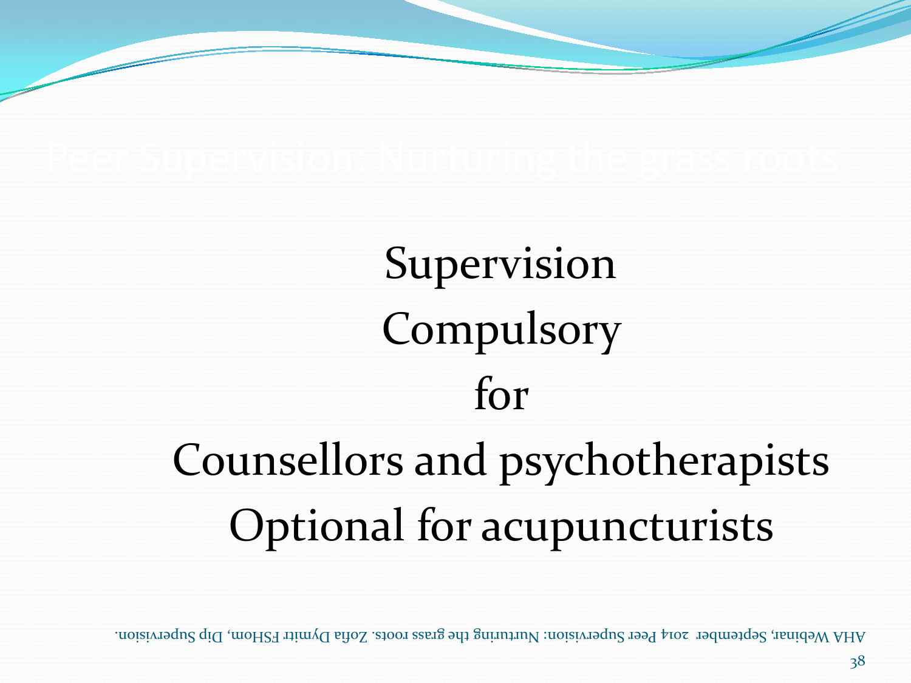Supervision

Compulsory

for

Counsellors and psychotherapists

Optional for acupuncturists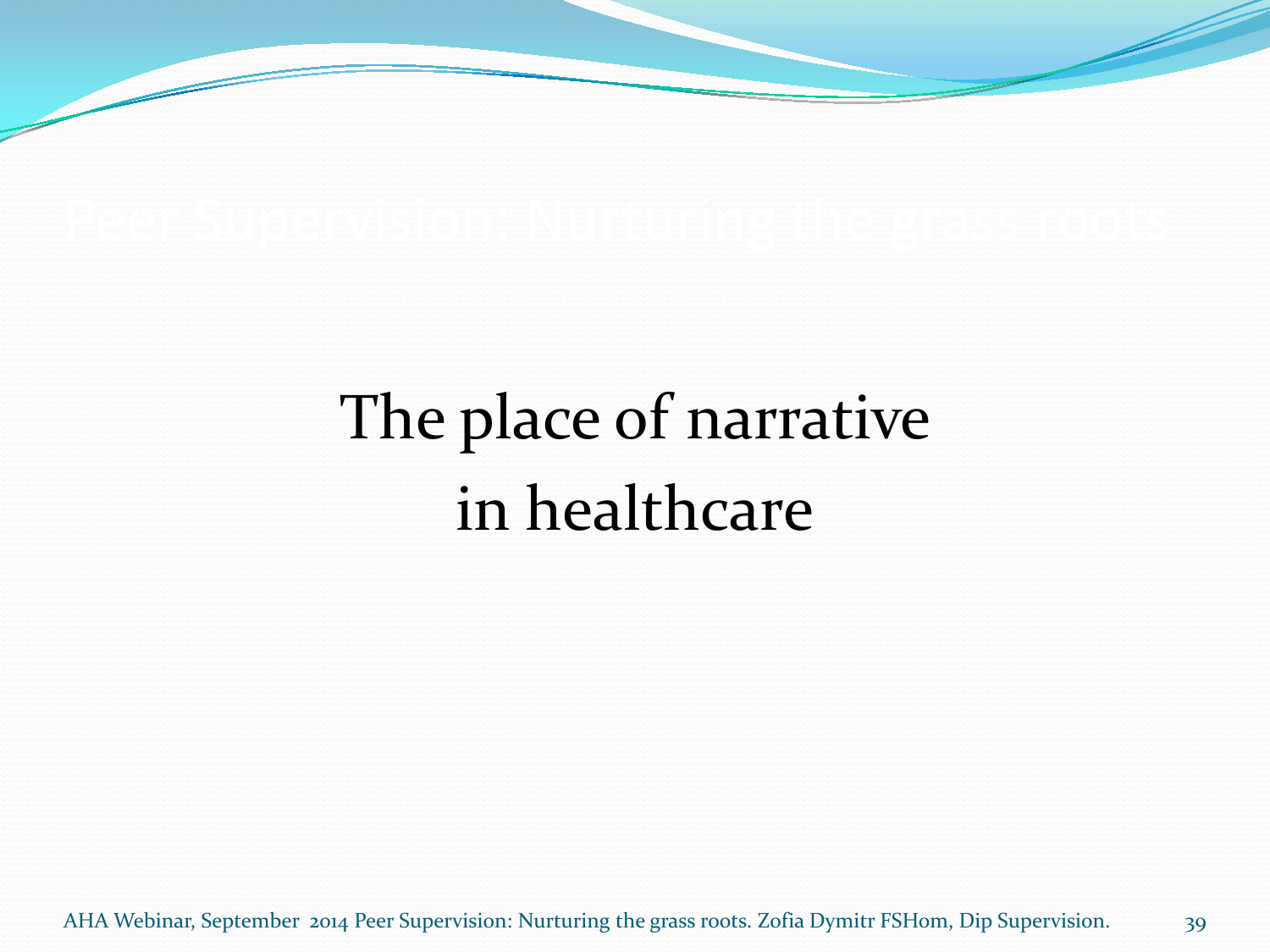# The place of narrative in healthcare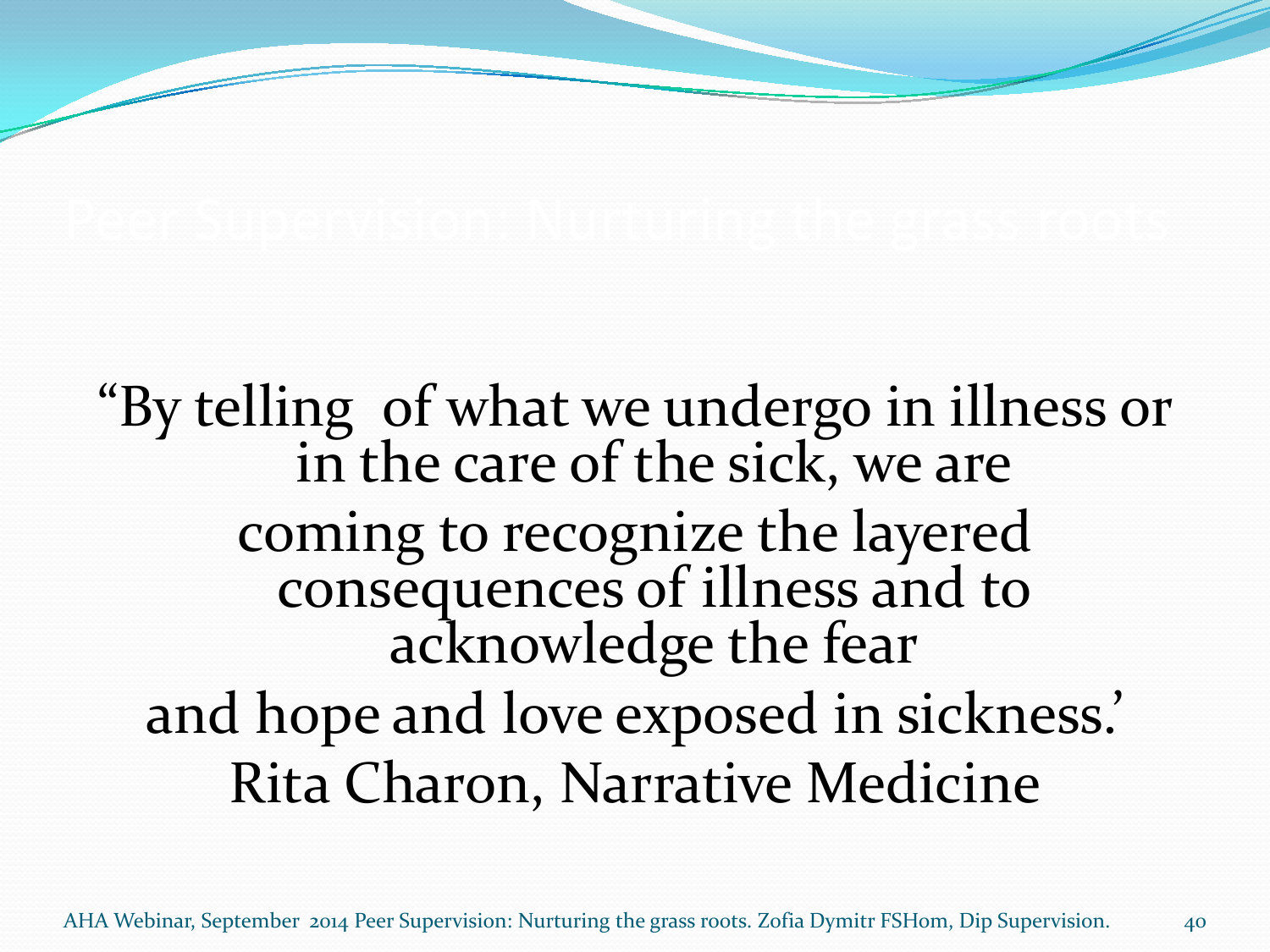"By telling of what we undergo in illness or in the care of the sick, we are coming to recognize the layered consequences of illness and to acknowledge the fear and hope and love exposed in sickness.'

Rita Charon, Narrative Medicine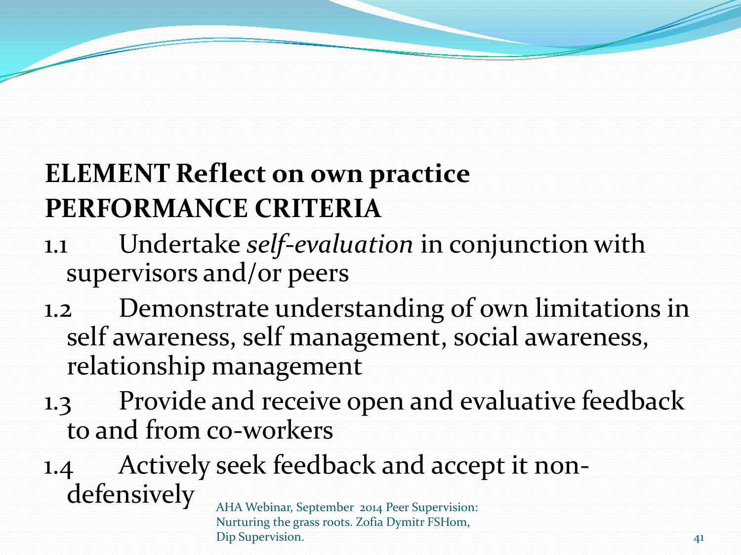**ELEMENT Reflect on own practice**

**PERFORMANCE CRITERIA**

1.1 Undertake *self-evaluation* in conjunction with supervisors and/or peers

1.2 Demonstrate understanding of own limitations in self awareness, self management, social awareness, relationship management

1.3 Provide and receive open and evaluative feedback to and from co-workers

1.4 Actively seek feedback and accept it non-defensively

AHA Webinar, September 2014 Peer Supervision: Nurturing the grass roots. Zofia Dymitr FSHom, Dip Supervision.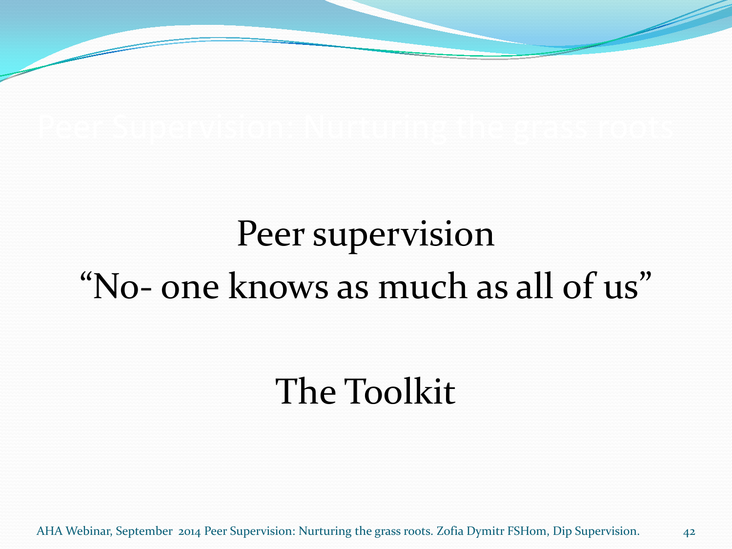Peer supervision

"No- one knows as much as all of us"

The Toolkit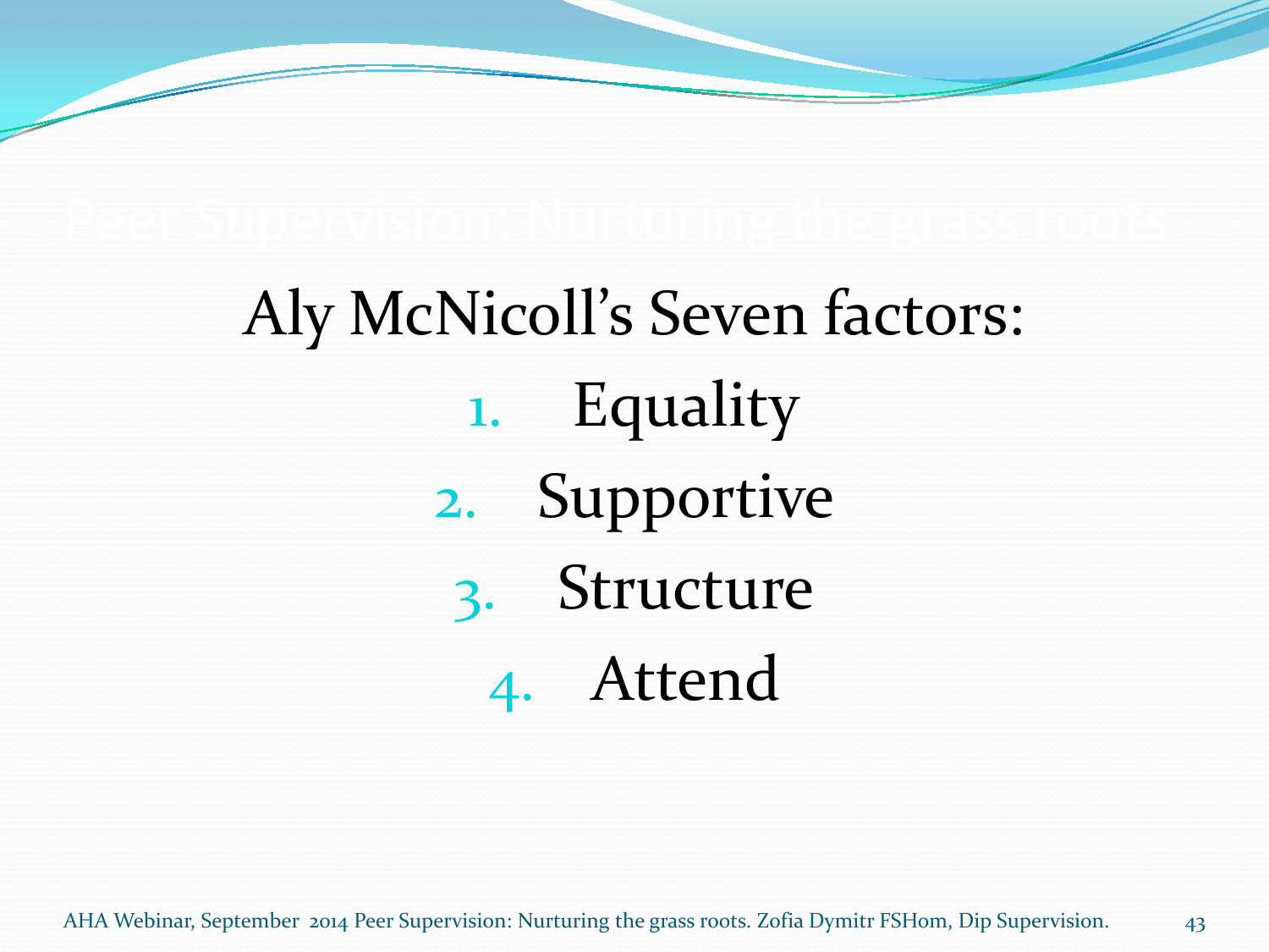# Peer Supervision: Nurturing the grass roots

Aly McNicoll's Seven factors:

1. Equality
2. Supportive
3. Structure
4. Attend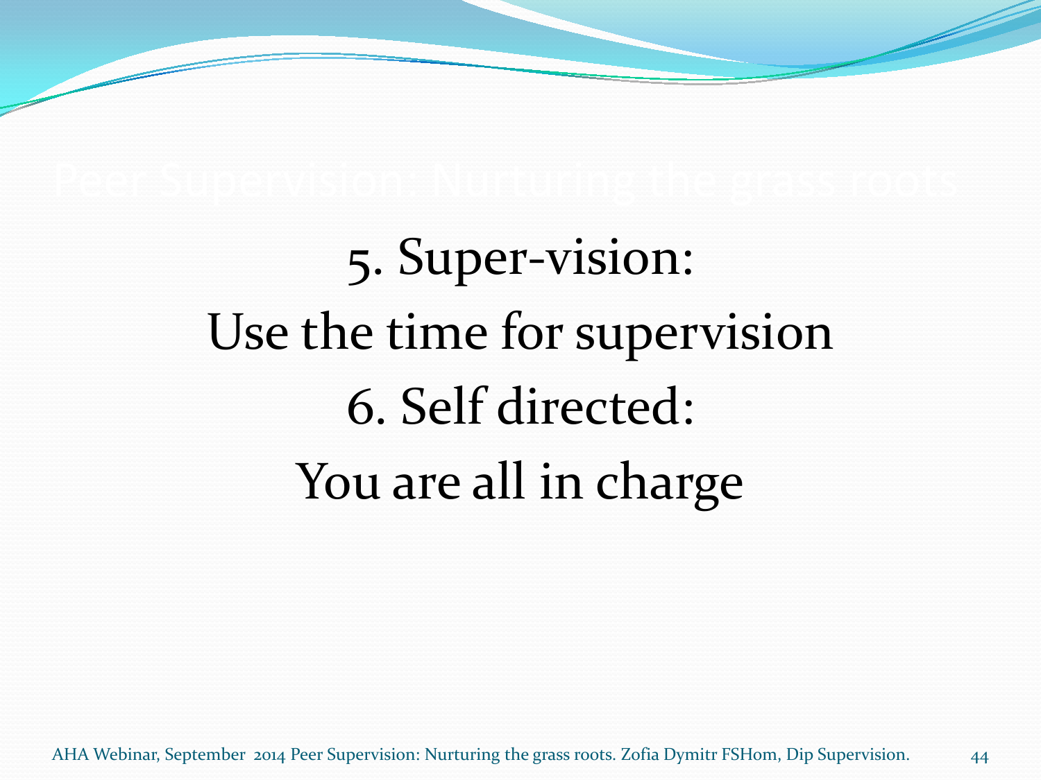5. Super-vision:

Use the time for supervision

6. Self directed:

You are all in charge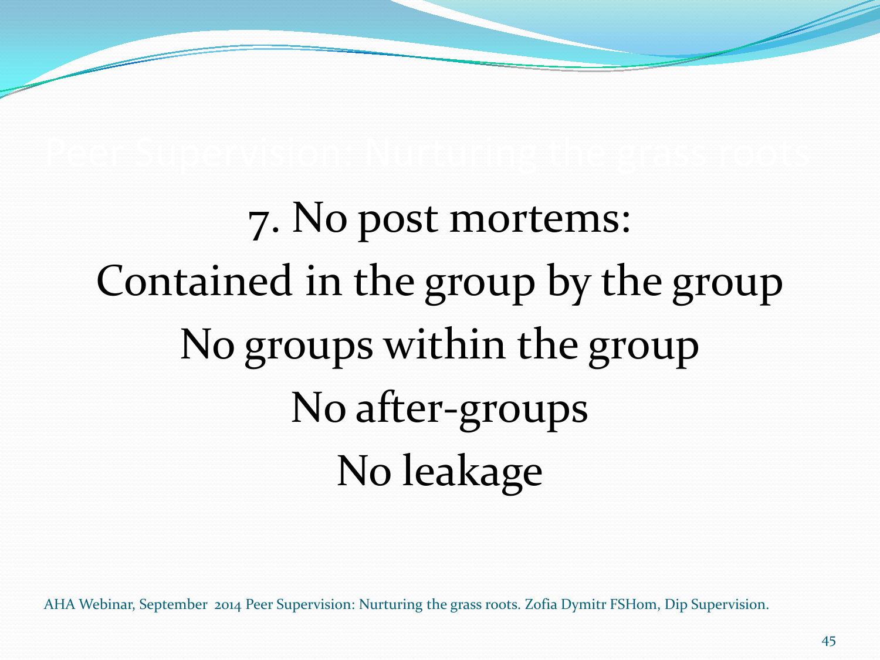7. No post mortems:

Contained in the group by the group

No groups within the group

No after-groups

No leakage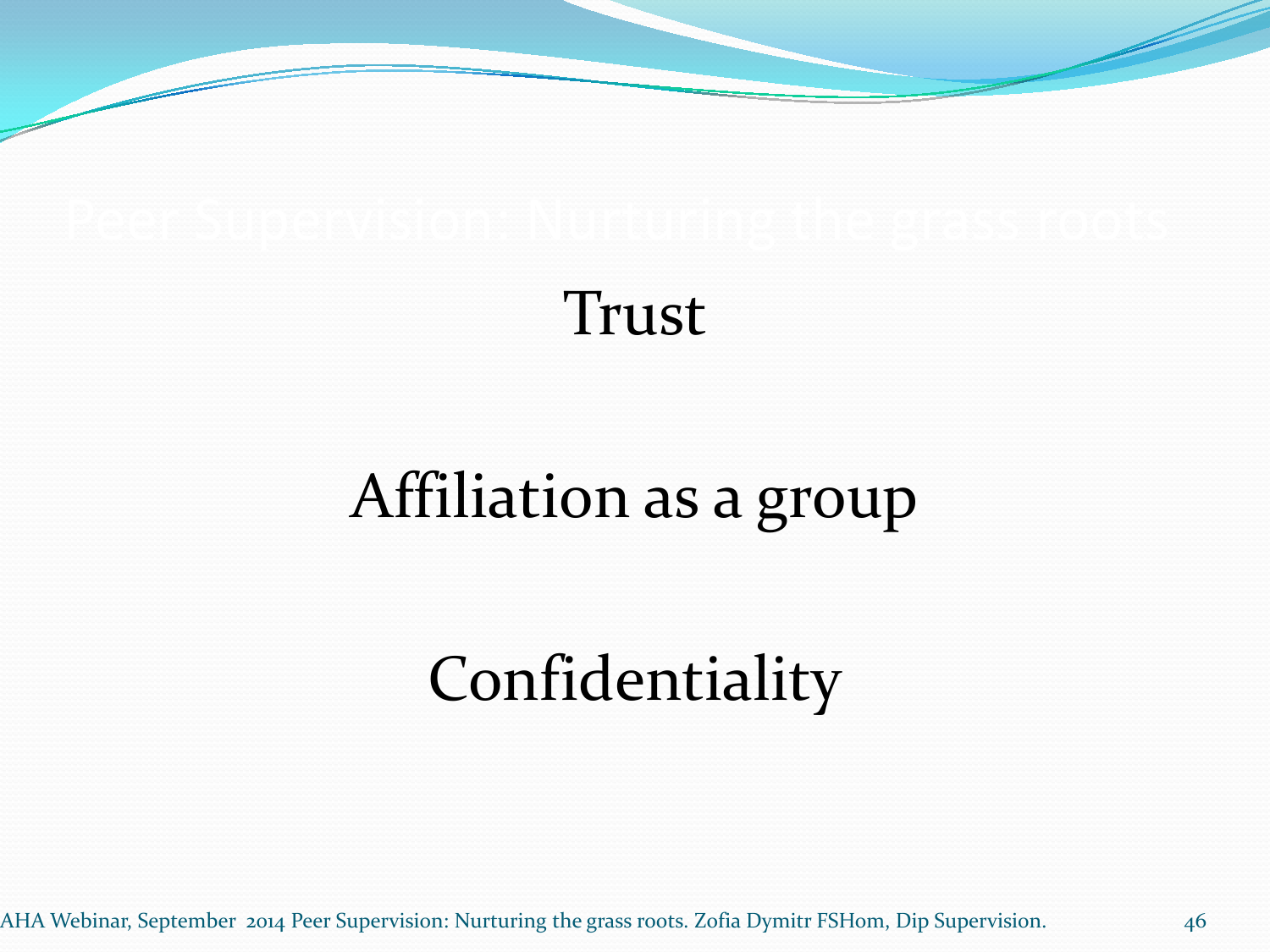Peer Supervision: Nurturing the grass roots

Trust

Affiliation as a group

Confidentiality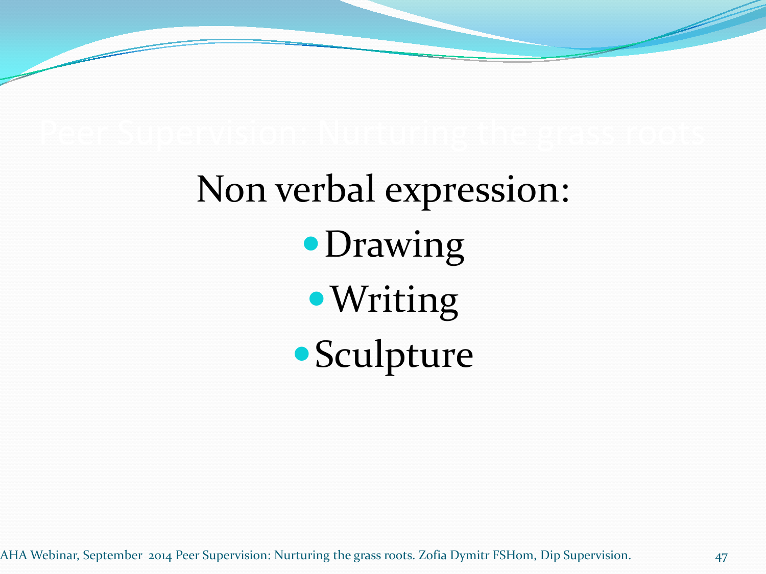Non verbal expression:

- Drawing
- Writing
- Sculpture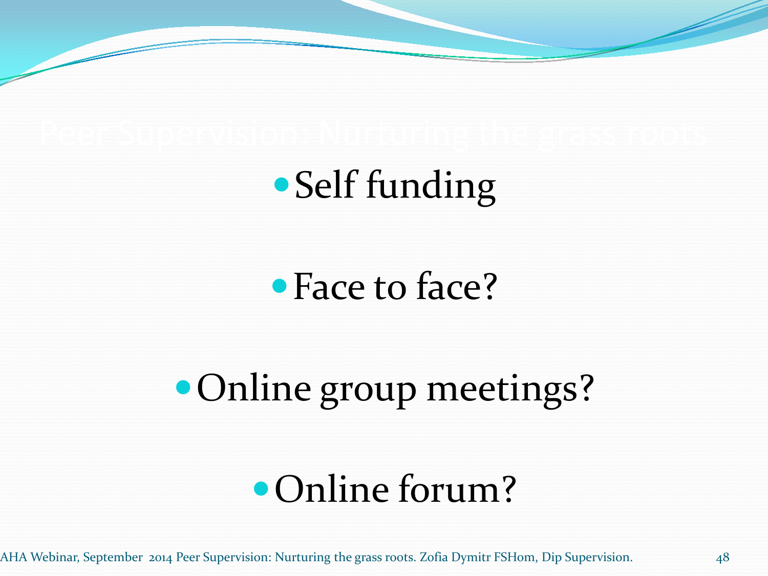- Self funding
- Face to face?
- Online group meetings?
- Online forum?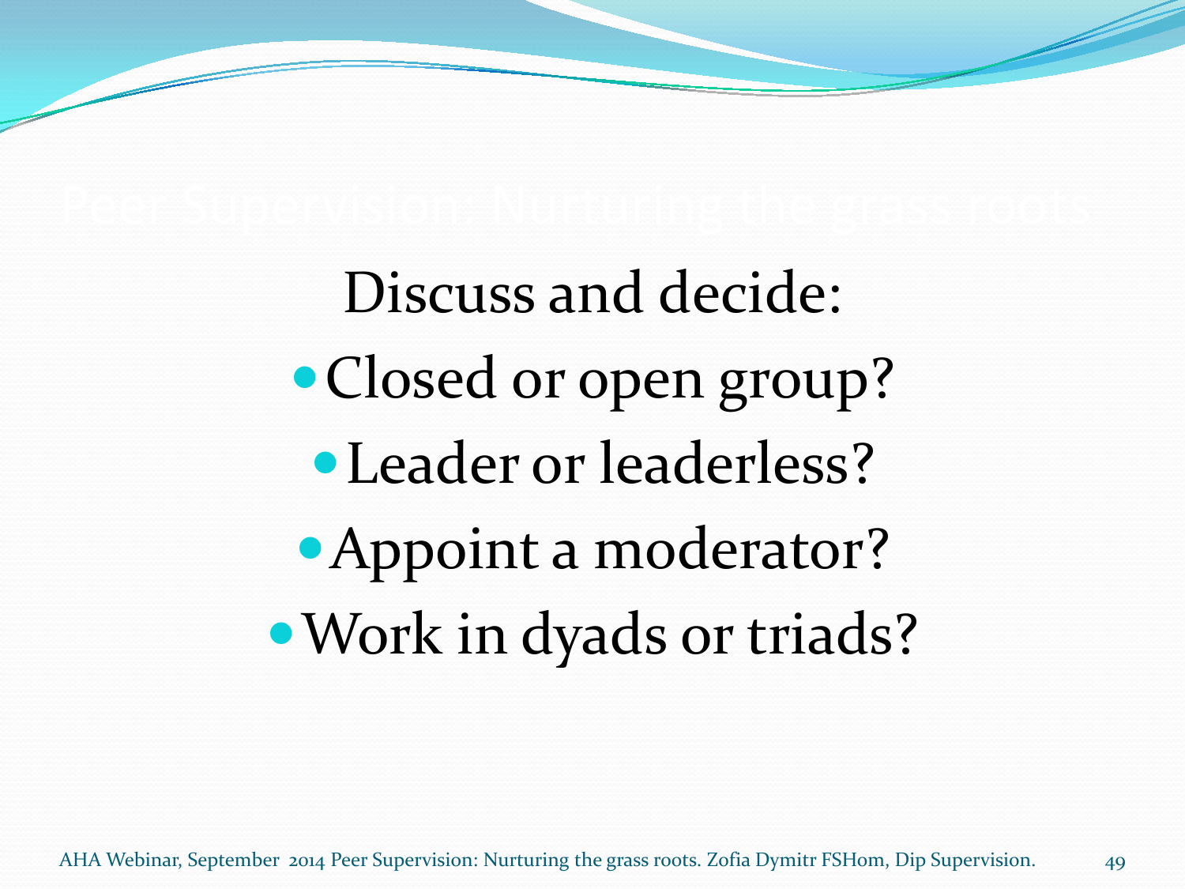Discuss and decide:

- Closed or open group?
- Leader or leaderless?
- Appoint a moderator?
- Work in dyads or triads?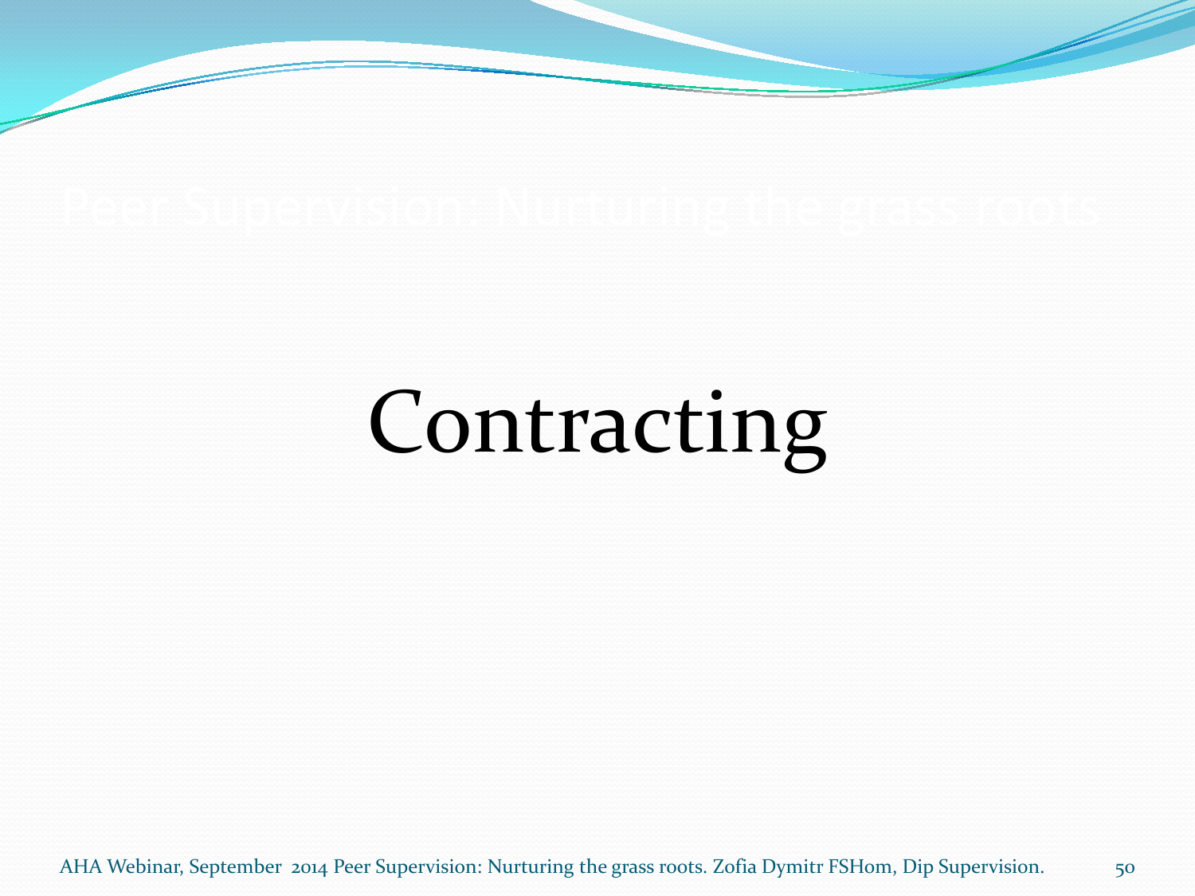# Contracting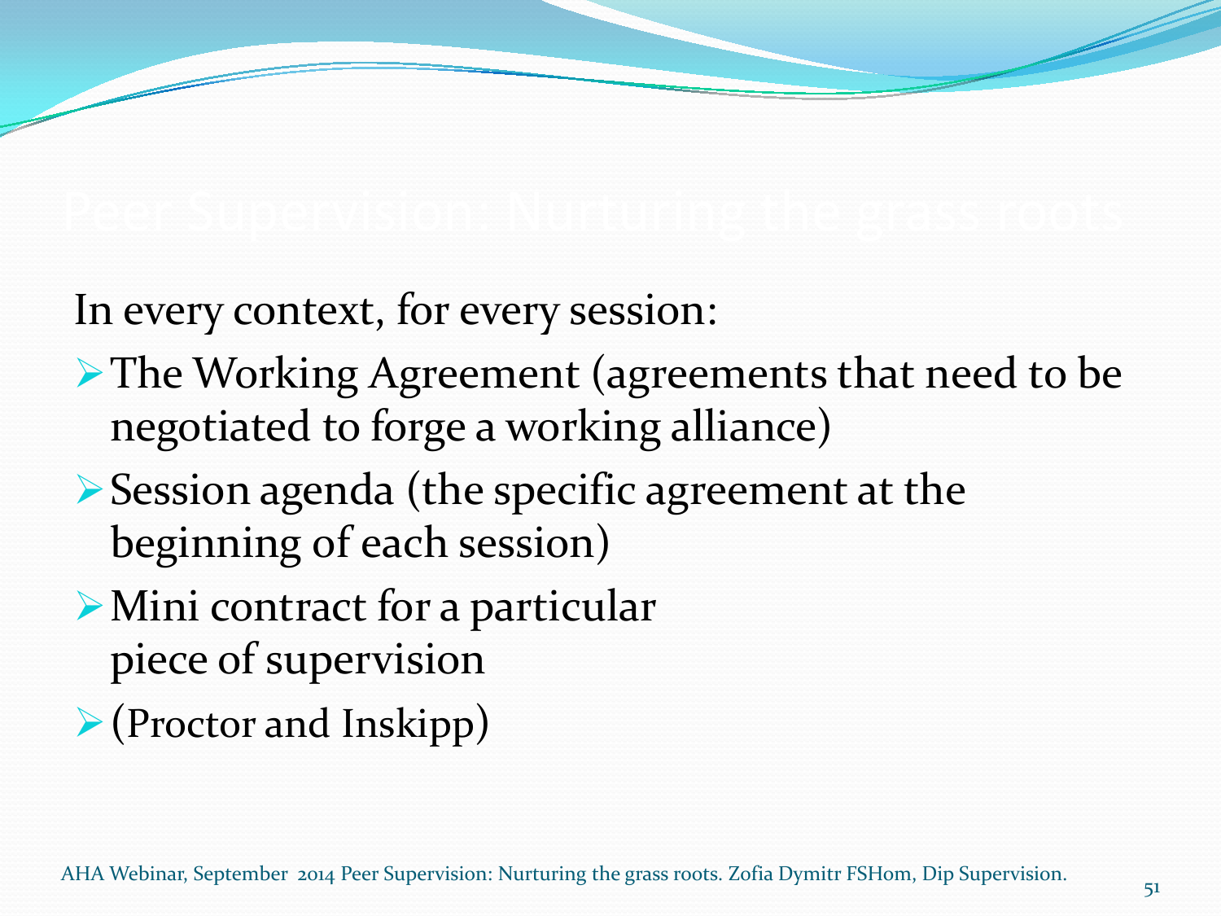# Peer Supervision: Nurturing the grass roots

In every context, for every session:

- The Working Agreement (agreements that need to be negotiated to forge a working alliance)
- Session agenda (the specific agreement at the beginning of each session)
- Mini contract for a particular piece of supervision
- (Proctor and Inskipp)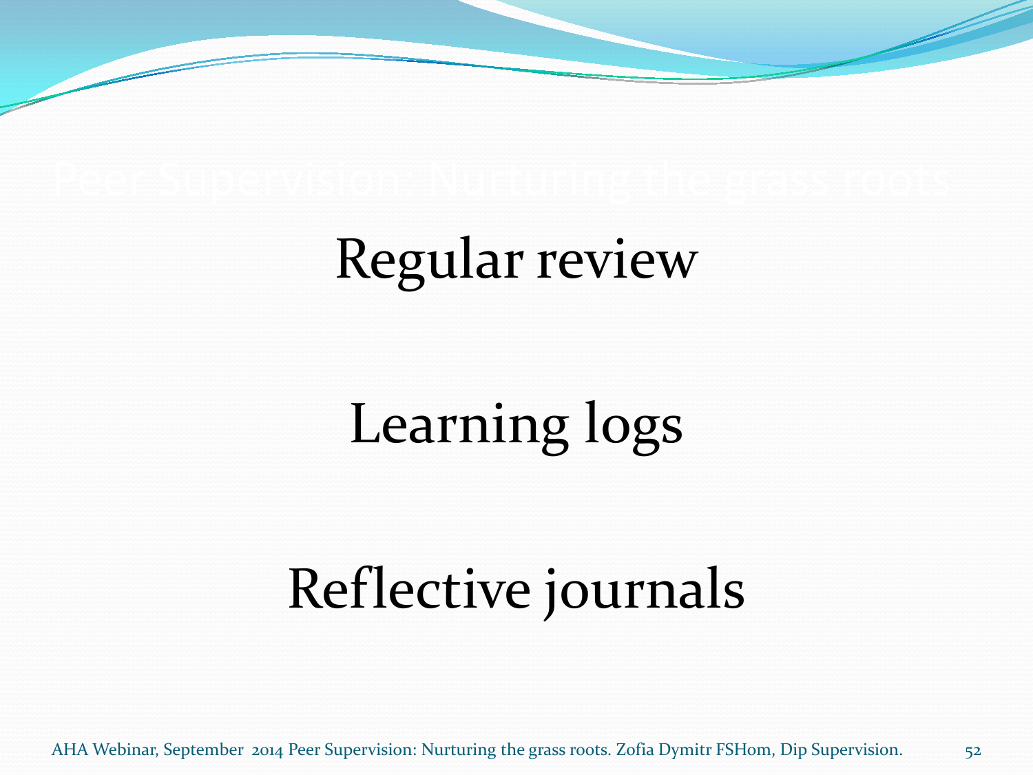Regular review

Learning logs

Reflective journals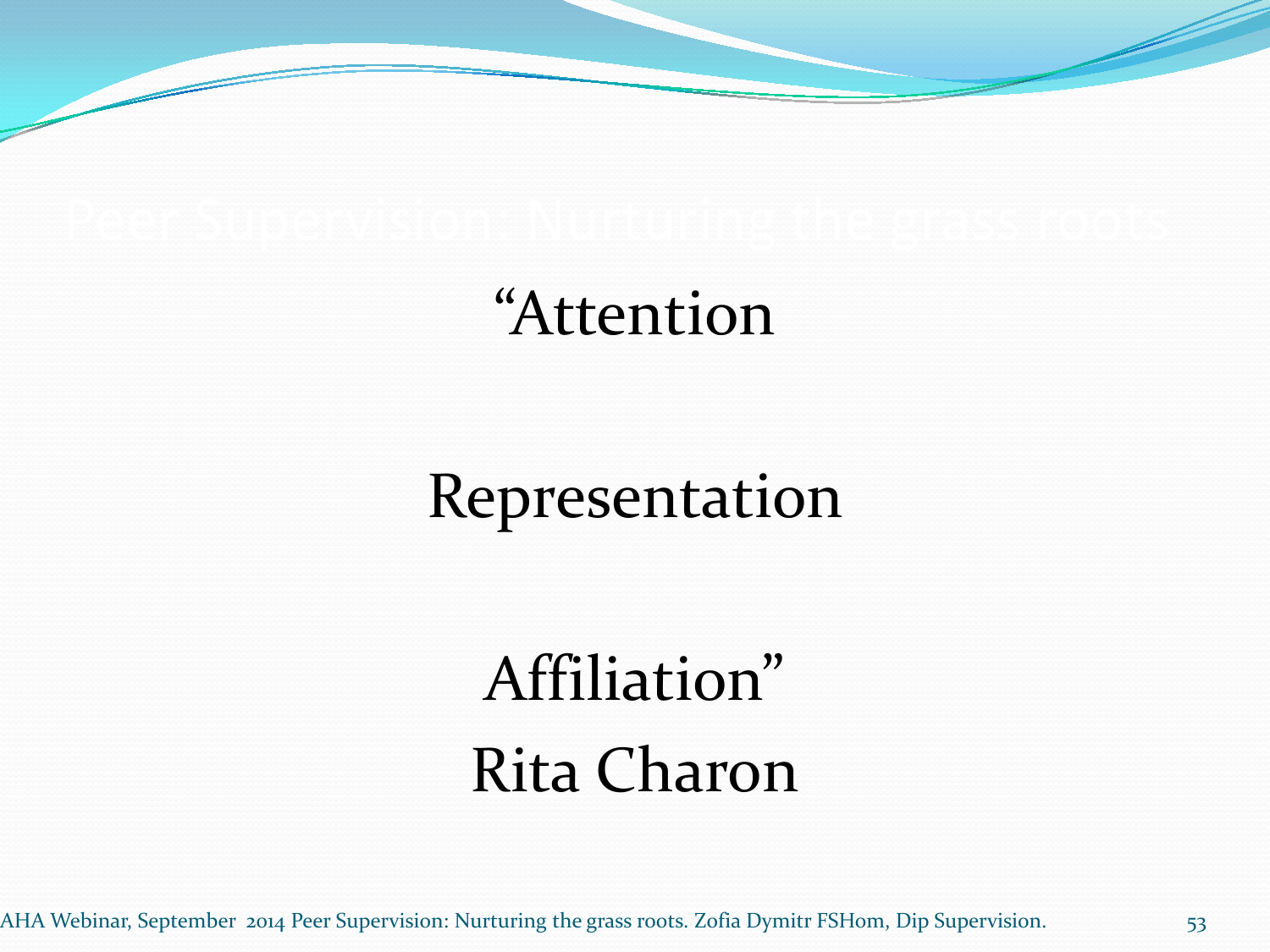“Attention

Representation

Affiliation”

Rita Charon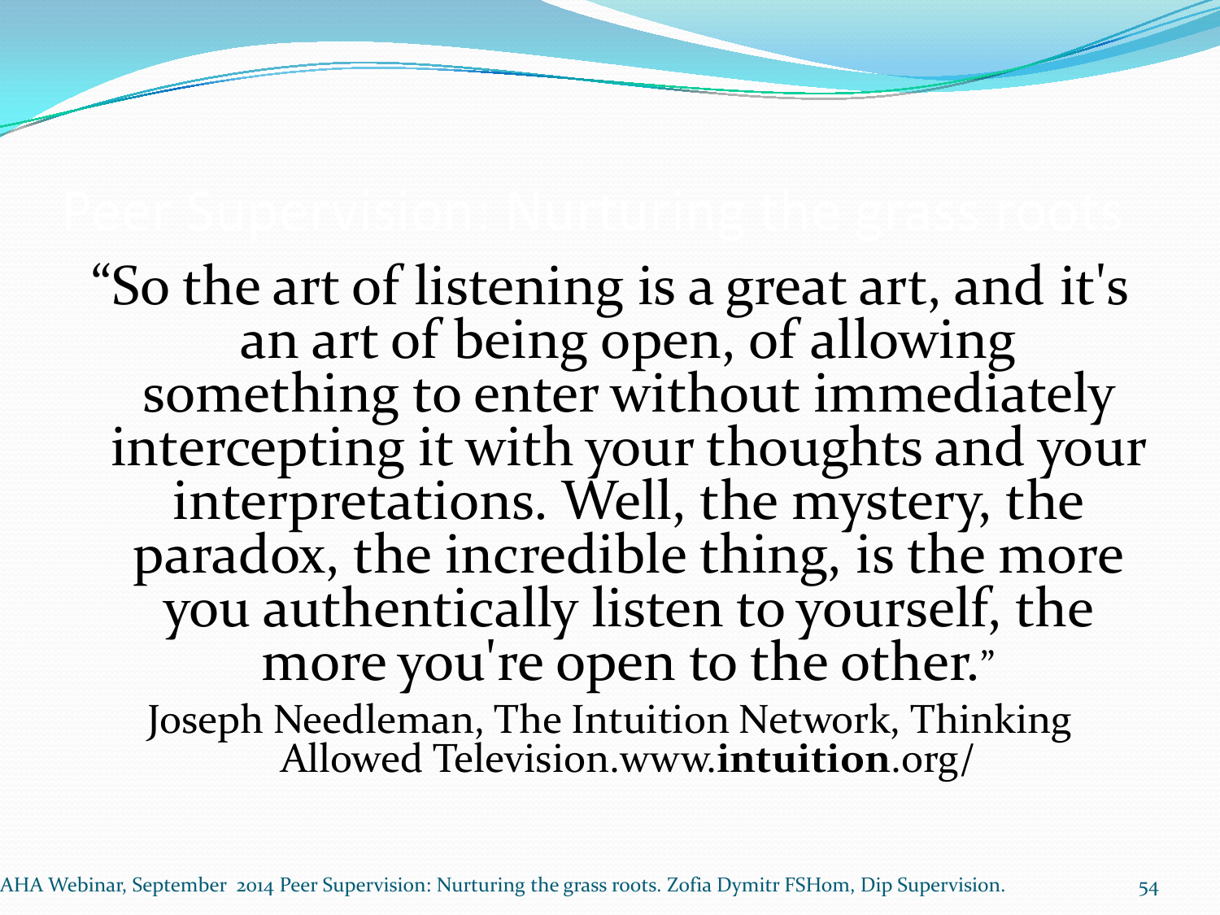"So the art of listening is a great art, and it's an art of being open, of allowing something to enter without immediately intercepting it with your thoughts and your interpretations. Well, the mystery, the paradox, the incredible thing, is the more you authentically listen to yourself, the more you're open to the other."

Joseph Needleman, The Intuition Network, Thinking Allowed Television.www.**intuition**.org/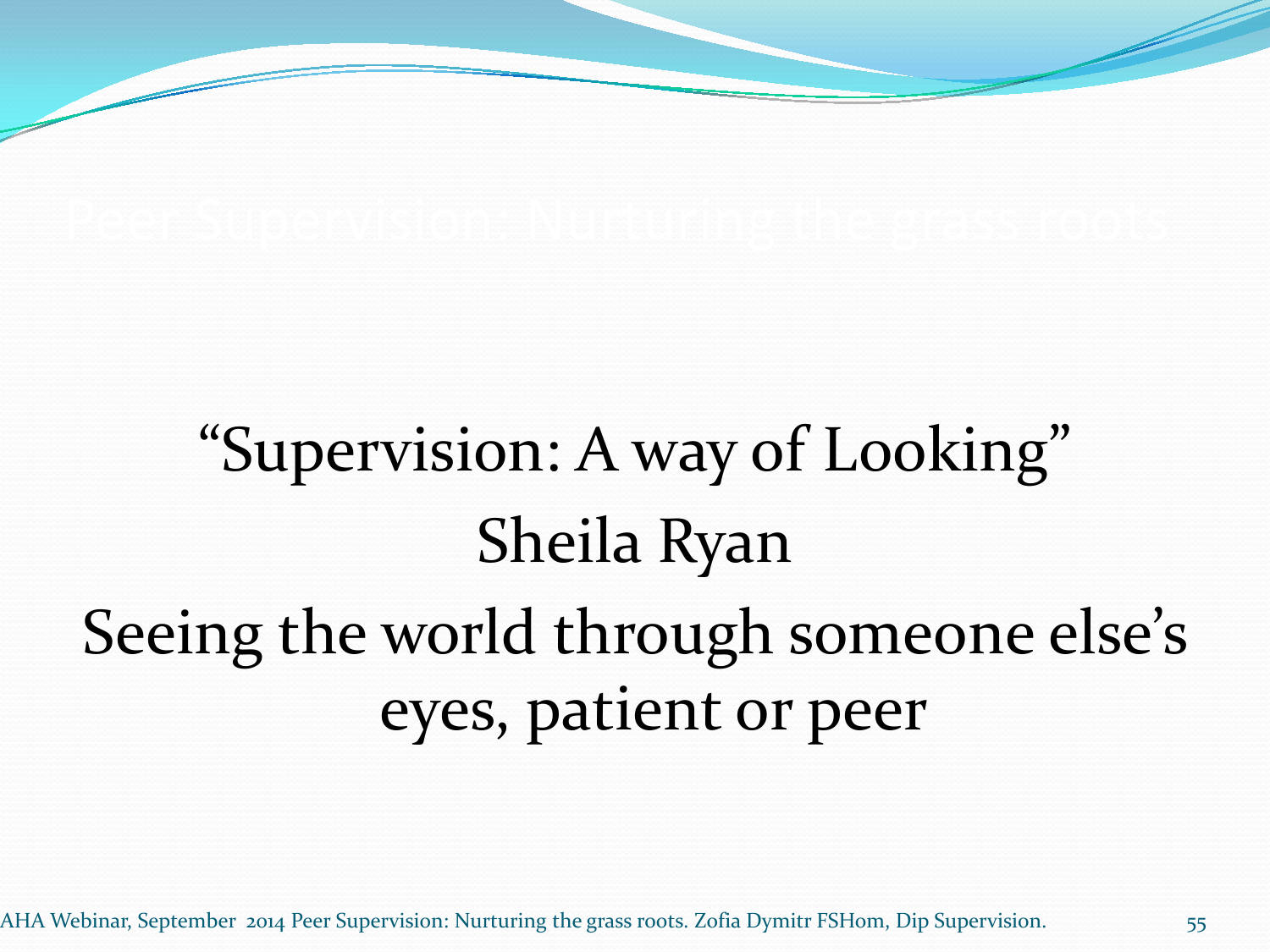“Supervision: A way of Looking”

Sheila Ryan

Seeing the world through someone else’s eyes, patient or peer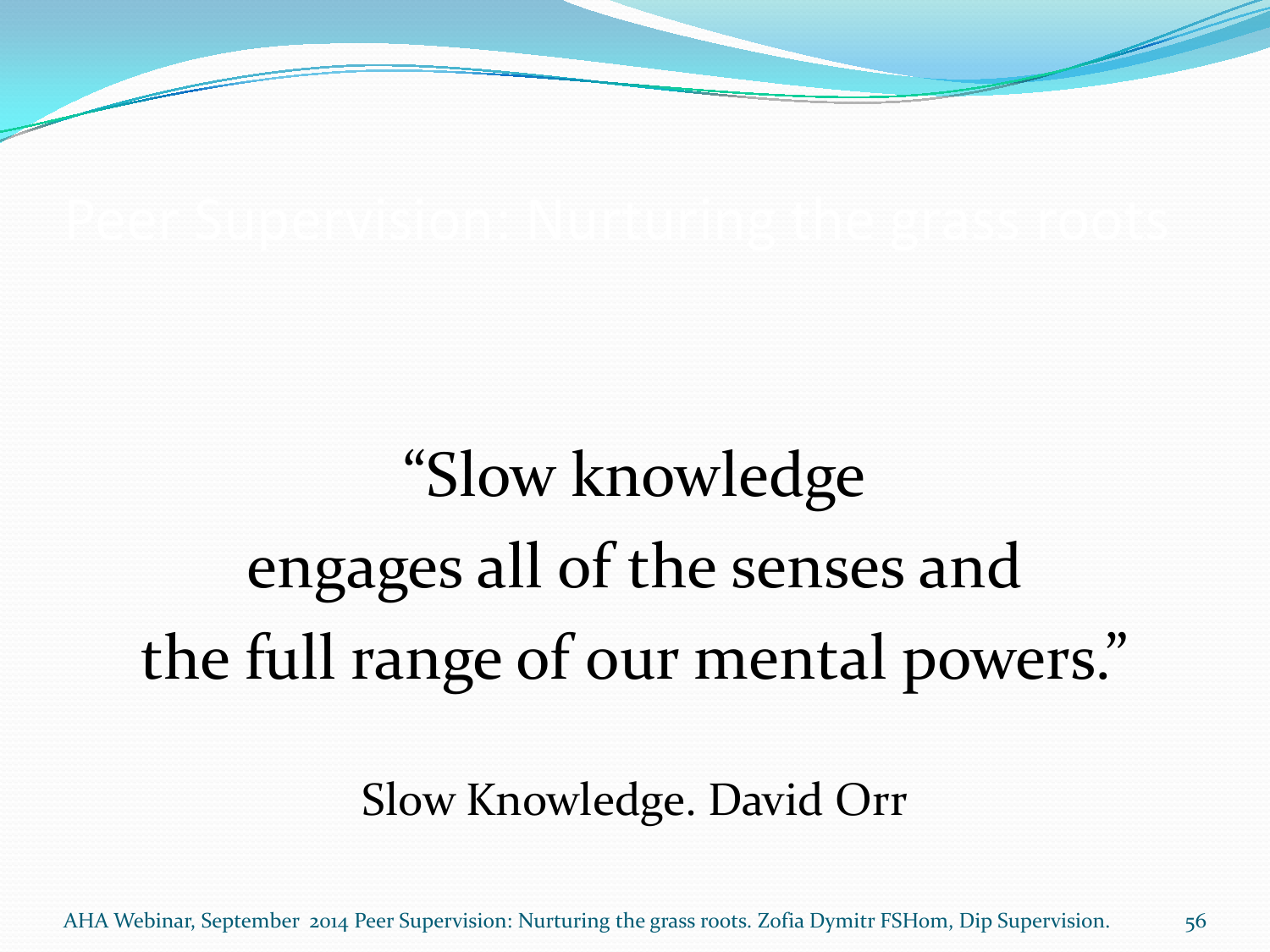"Slow knowledge
engages all of the senses and
the full range of our mental powers."

Slow Knowledge. David Orr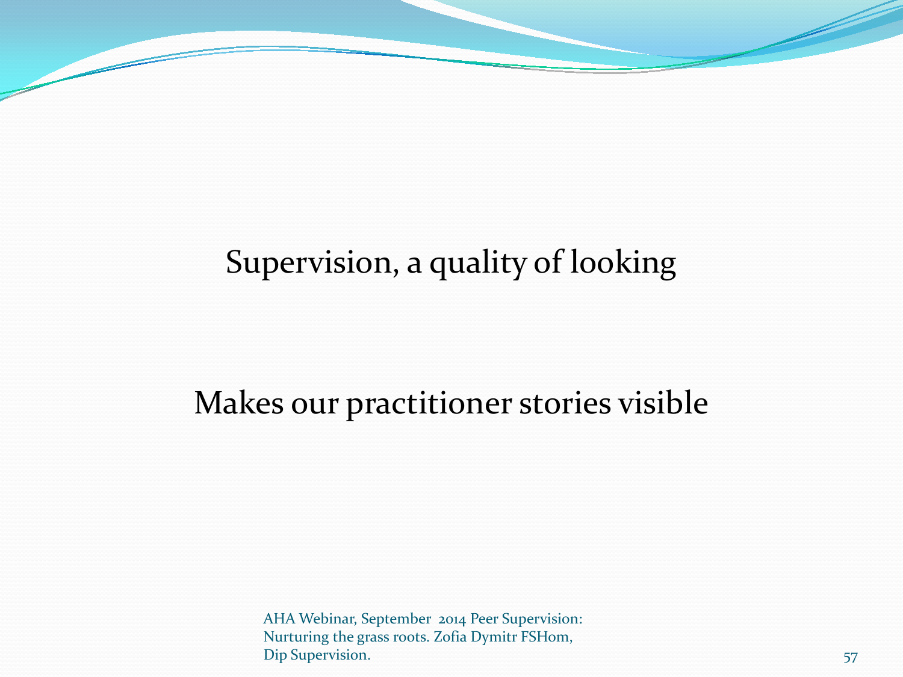Supervision, a quality of looking

Makes our practitioner stories visible

AHA Webinar, September 2014 Peer Supervision: Nurturing the grass roots. Zofia Dymitr FSHom, Dip Supervision.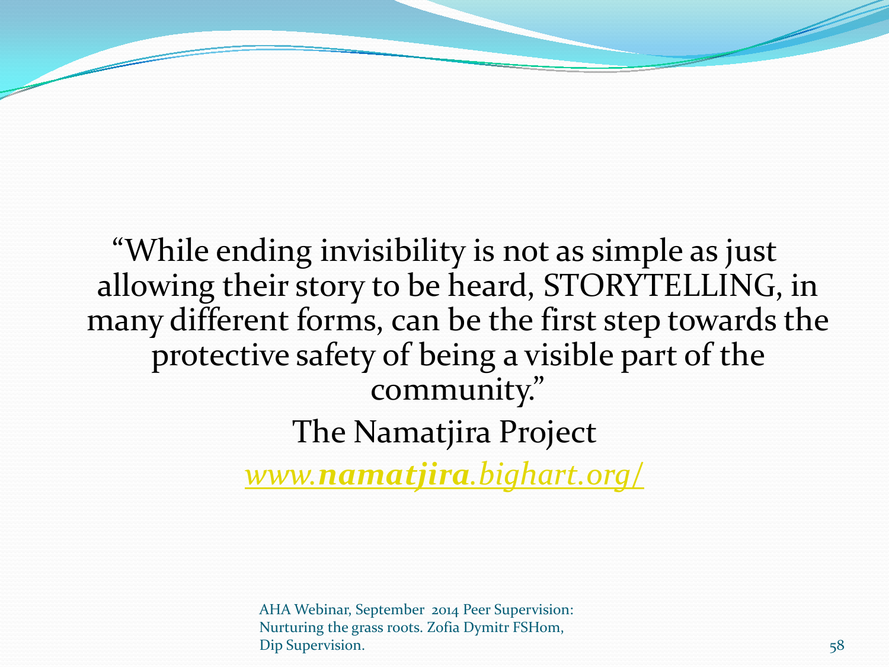"While ending invisibility is not as simple as just allowing their story to be heard, STORYTELLING, in many different forms, can be the first step towards the protective safety of being a visible part of the community."

The Namatjira Project

*www.**namatjira**.bighart.org/*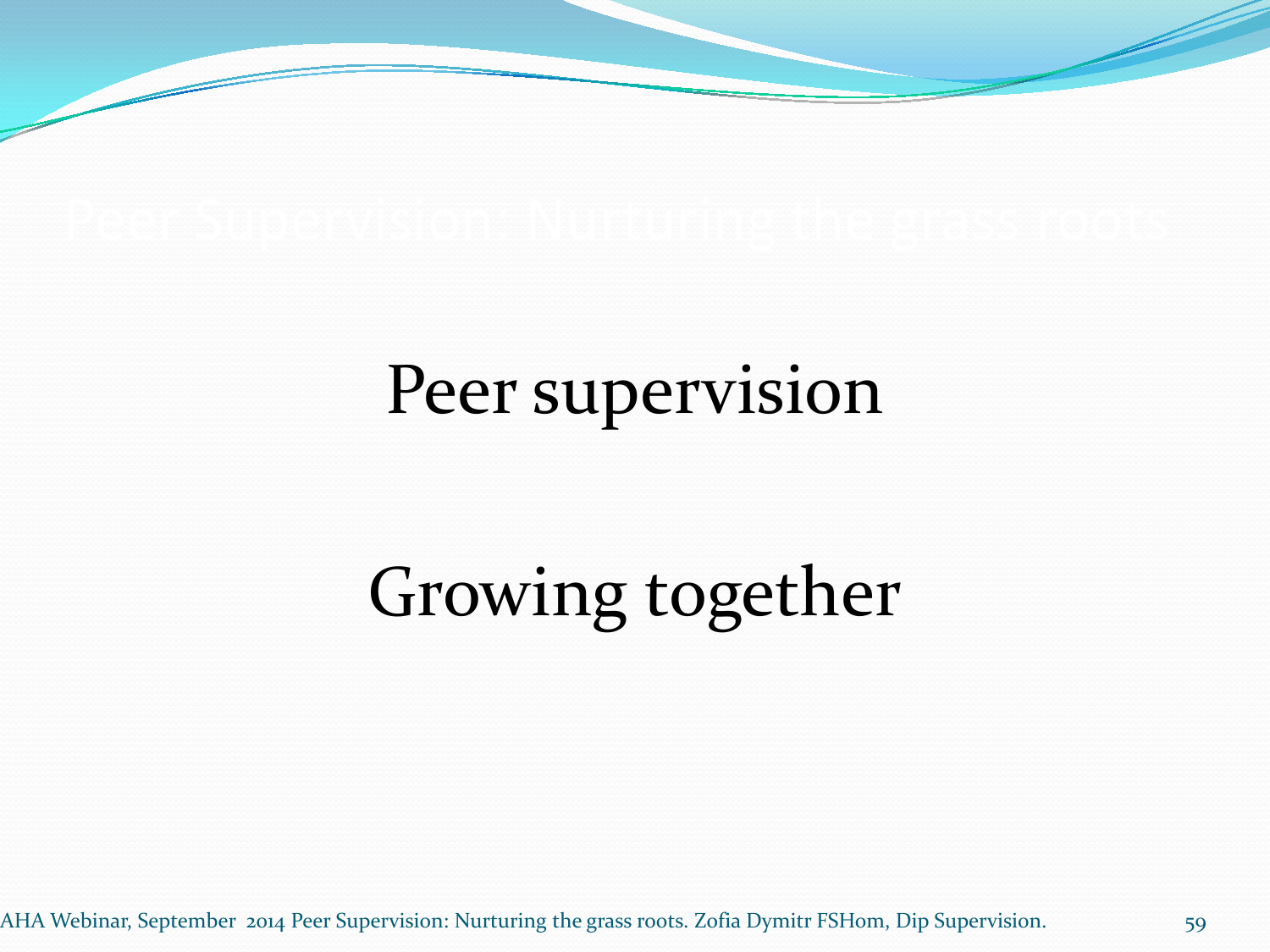Peer supervision

Growing together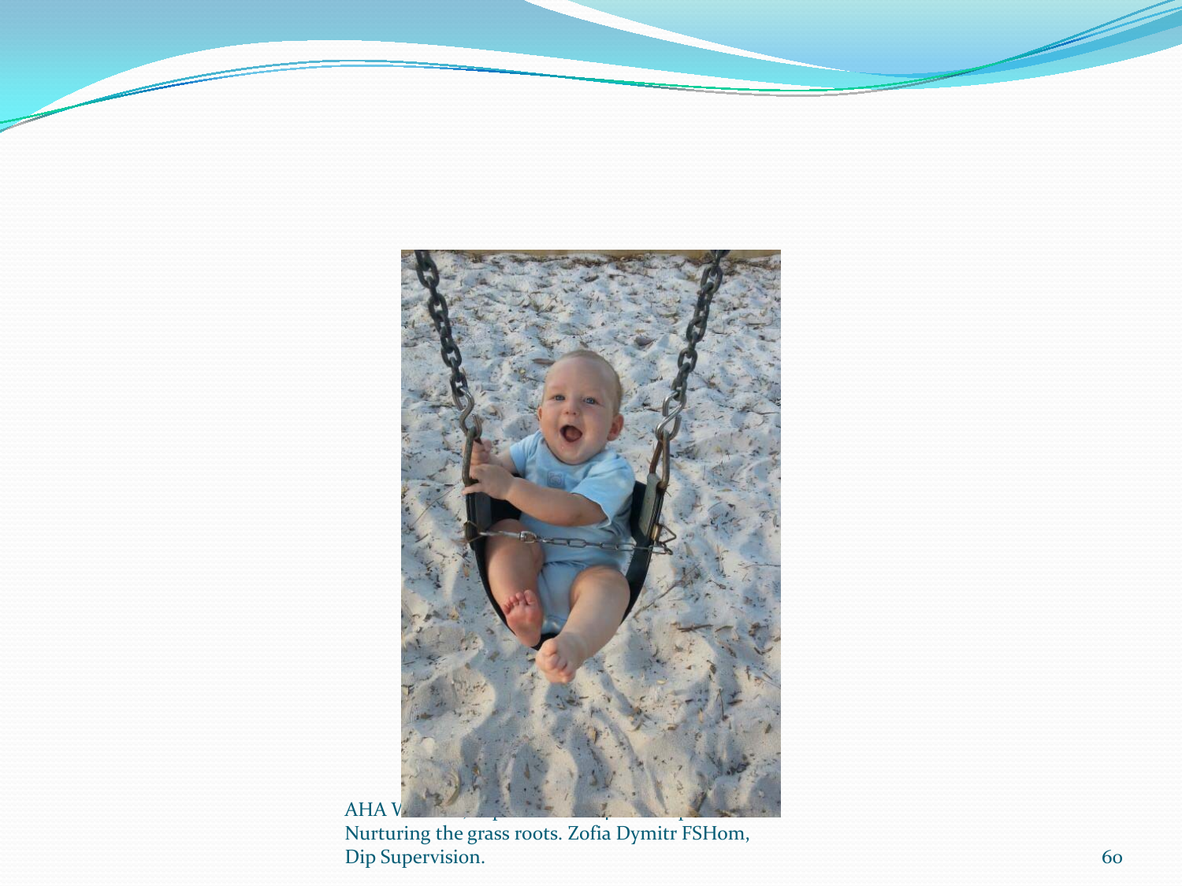AHA V

Nurturing the grass roots. Zofia Dymitr FSHom, Dip Supervision.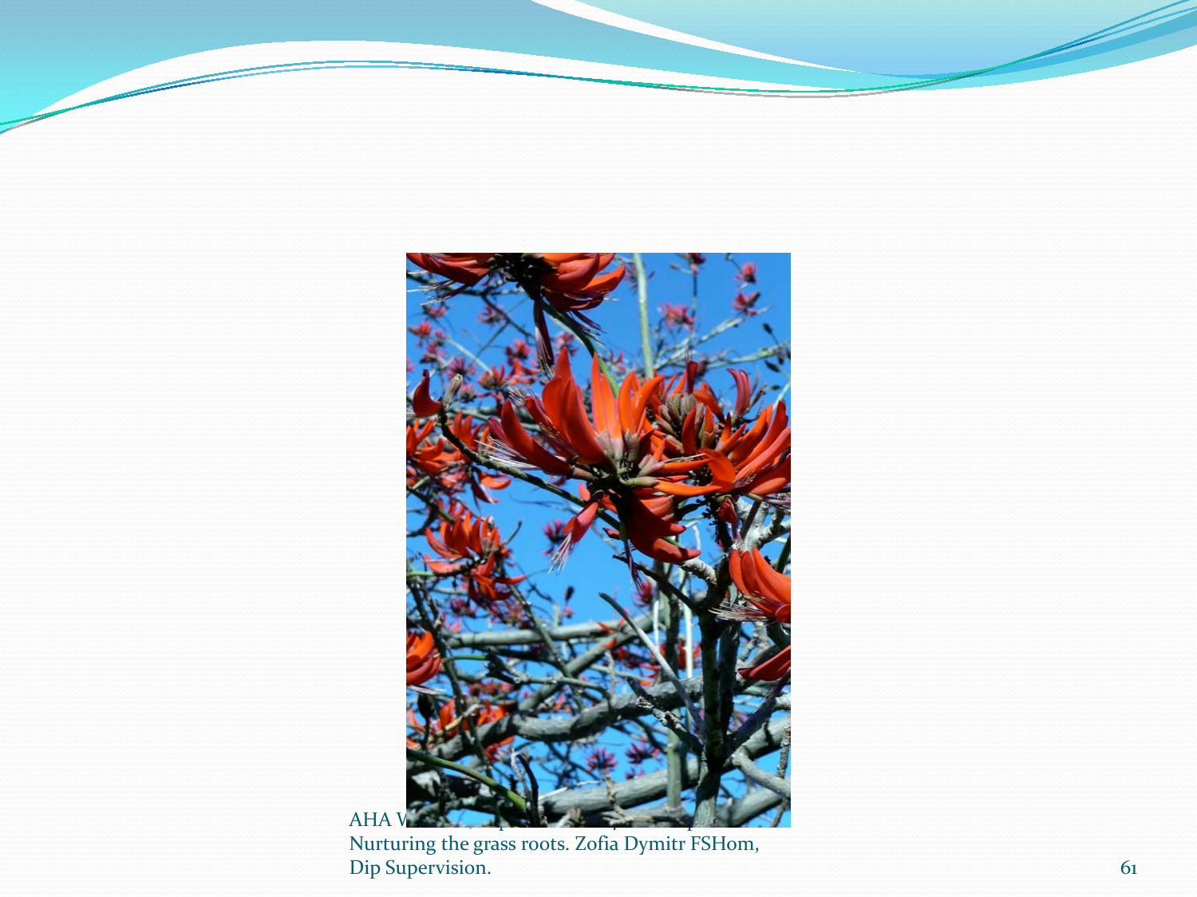AHA V

Nurturing the grass roots. Zofia Dymitr FSHom, Dip Supervision.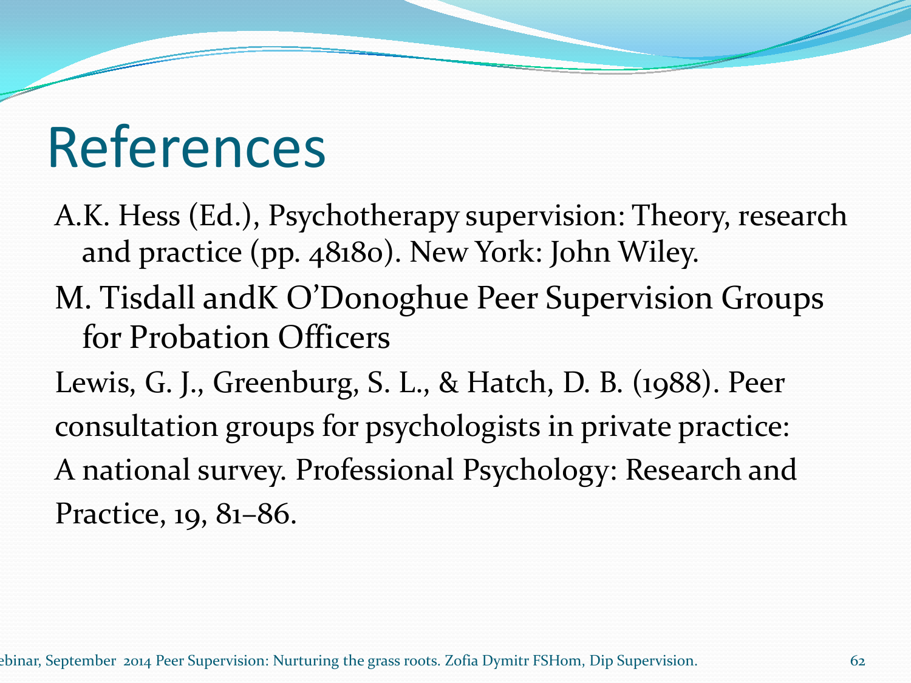# References

A.K. Hess (Ed.), Psychotherapy supervision: Theory, research and practice (pp. 48180). New York: John Wiley.

M. Tisdall andK O'Donoghue Peer Supervision Groups for Probation Officers

Lewis, G. J., Greenburg, S. L., & Hatch, D. B. (1988). Peer consultation groups for psychologists in private practice: A national survey. Professional Psychology: Research and Practice, 19, 81–86.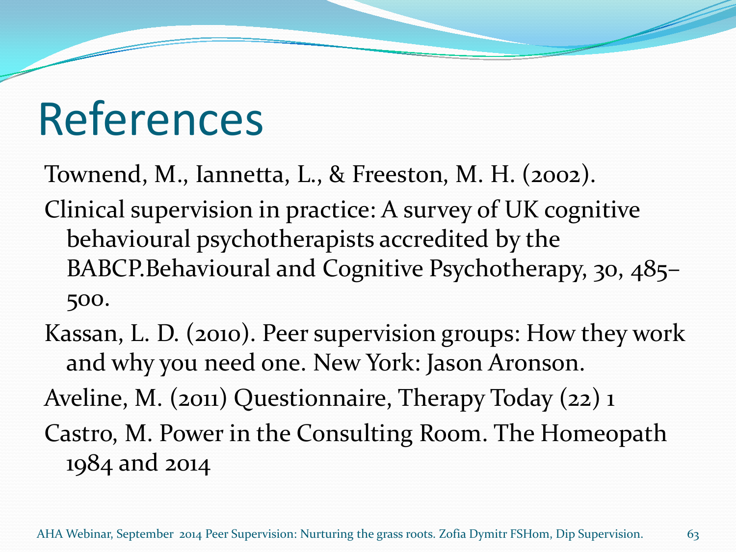# References

Townend, M., Iannetta, L., & Freeston, M. H. (2002).

Clinical supervision in practice: A survey of UK cognitive behavioural psychotherapists accredited by the BABCP.Behavioural and Cognitive Psychotherapy, 30, 485–500.

Kassan, L. D. (2010). Peer supervision groups: How they work and why you need one. New York: Jason Aronson.

Aveline, M. (2011) Questionnaire, Therapy Today (22) 1

Castro, M. Power in the Consulting Room. The Homeopath 1984 and 2014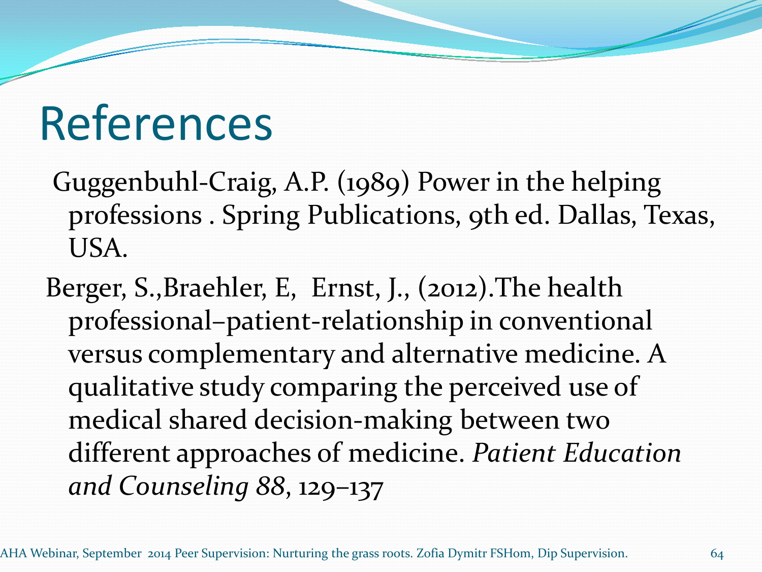# References

Guggenbuhl-Craig, A.P. (1989) Power in the helping professions . Spring Publications, 9th ed. Dallas, Texas, USA.

Berger, S.,Braehler, E, Ernst, J., (2012).The health professional–patient-relationship in conventional versus complementary and alternative medicine. A qualitative study comparing the perceived use of medical shared decision-making between two different approaches of medicine. *Patient Education and Counseling 88*, 129–137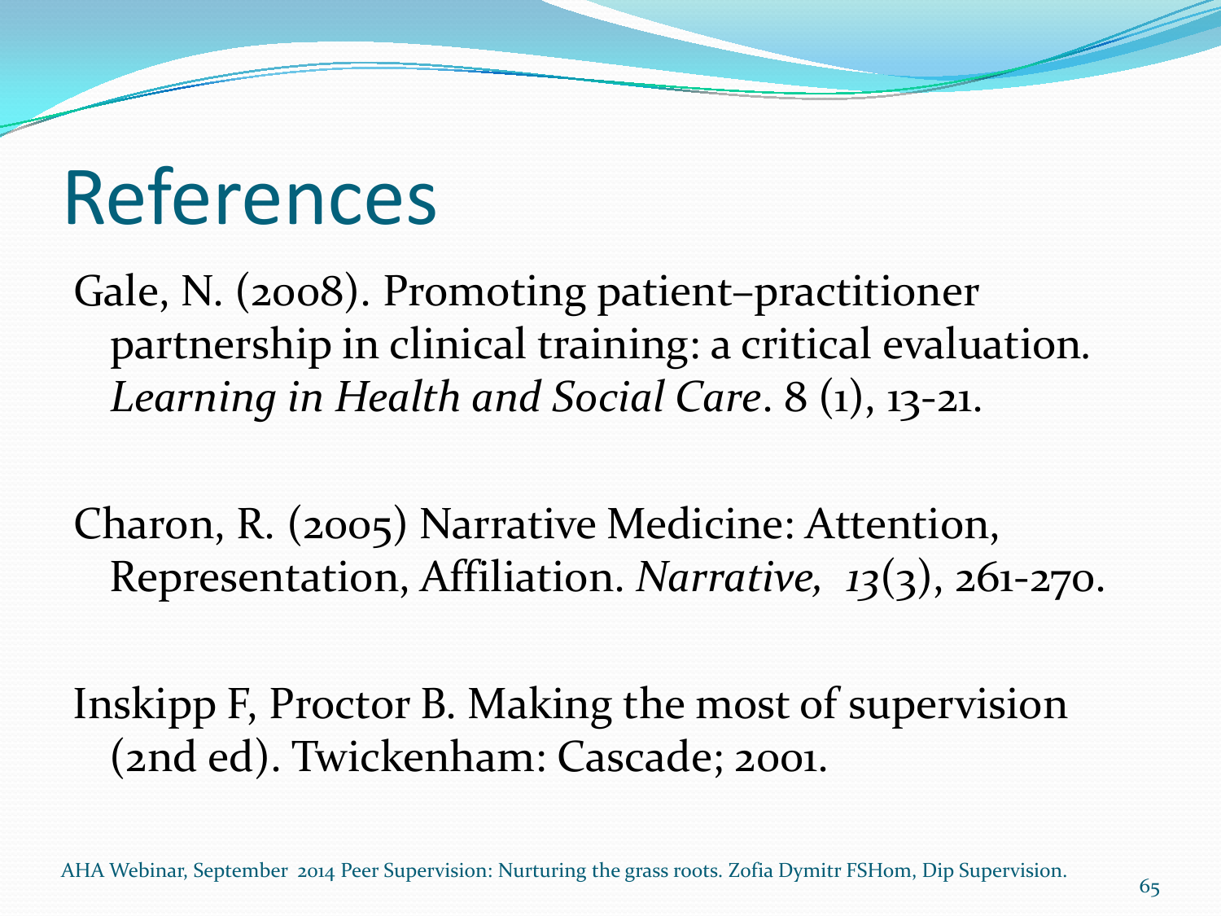# References

Gale, N. (2008). Promoting patient–practitioner partnership in clinical training: a critical evaluation. *Learning in Health and Social Care*. 8 (1), 13-21.

Charon, R. (2005) Narrative Medicine: Attention, Representation, Affiliation. *Narrative, 13*(3), 261-270.

Inskipp F, Proctor B. Making the most of supervision (2nd ed). Twickenham: Cascade; 2001.